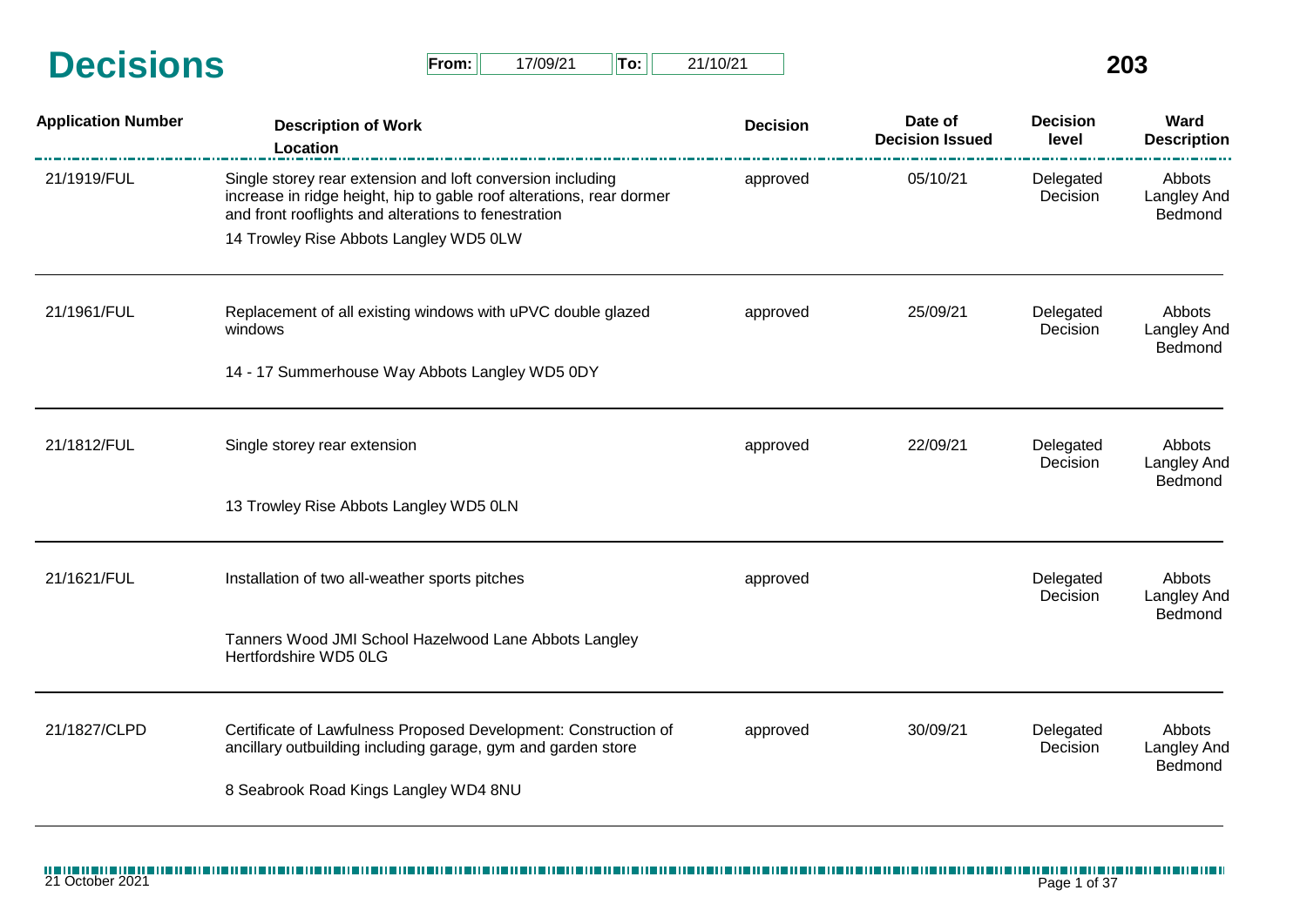# Decisions

**From:** 17/09/21 **To:** 21/10/21

**203**

| Application Number | Description of Work<br>Location | Decision | Date of Decision Issued | Decision level | Ward Description |
|---|---|---|---|---|---|
| 21/1919/FUL | Single storey rear extension and loft conversion including increase in ridge height, hip to gable roof alterations, rear dormer and front rooflights and alterations to fenestration<br>14 Trowley Rise Abbots Langley WD5 0LW | approved | 05/10/21 | Delegated Decision | Abbots Langley And Bedmond |
| 21/1961/FUL | Replacement of all existing windows with uPVC double glazed windows<br>14 - 17 Summerhouse Way Abbots Langley WD5 0DY | approved | 25/09/21 | Delegated Decision | Abbots Langley And Bedmond |
| 21/1812/FUL | Single storey rear extension<br>13 Trowley Rise Abbots Langley WD5 0LN | approved | 22/09/21 | Delegated Decision | Abbots Langley And Bedmond |
| 21/1621/FUL | Installation of two all-weather sports pitches<br>Tanners Wood JMI School Hazelwood Lane Abbots Langley Hertfordshire WD5 0LG | approved | | Delegated Decision | Abbots Langley And Bedmond |
| 21/1827/CLPD | Certificate of Lawfulness Proposed Development: Construction of ancillary outbuilding including garage, gym and garden store<br>8 Seabrook Road Kings Langley WD4 8NU | approved | 30/09/21 | Delegated Decision | Abbots Langley And Bedmond |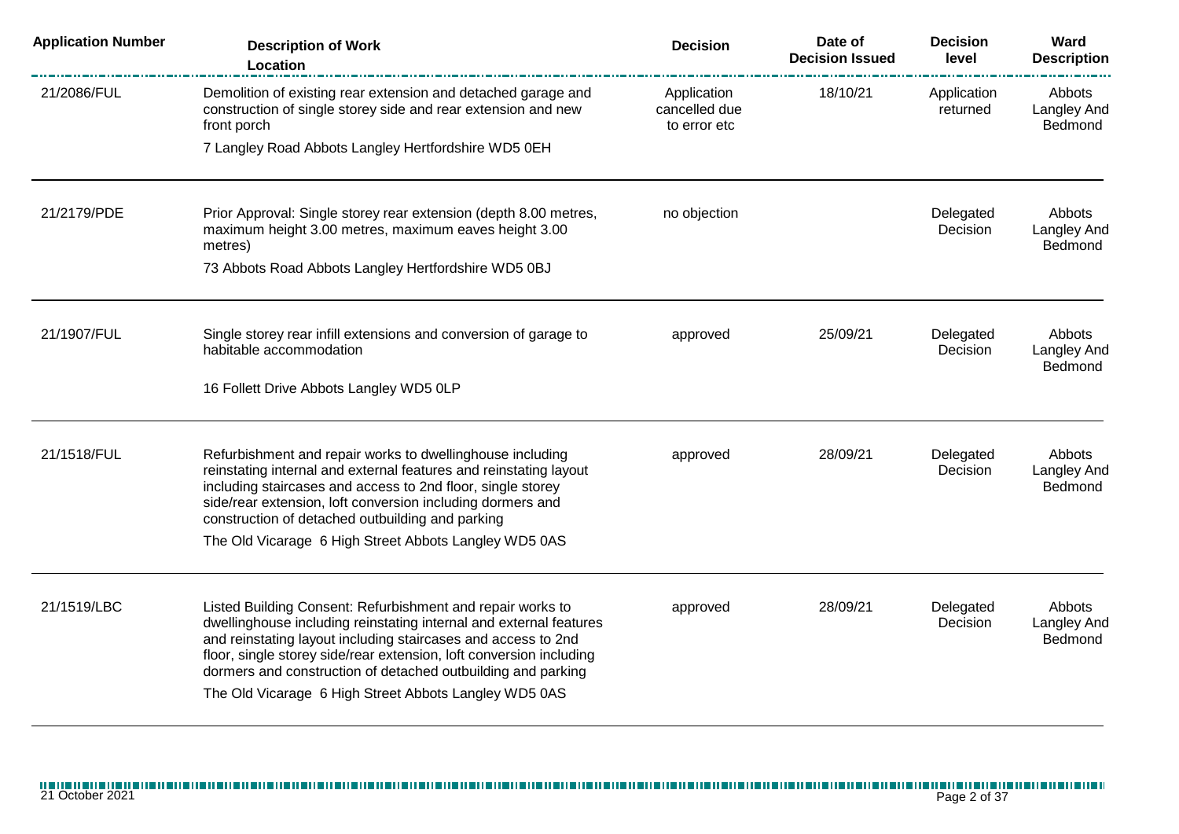| Application Number | Description of Work<br>Location | Decision | Date of Decision Issued | Decision level | Ward Description |
|---|---|---|---|---|---|
| 21/2086/FUL | Demolition of existing rear extension and detached garage and construction of single storey side and rear extension and new front porch<br>7 Langley Road Abbots Langley Hertfordshire WD5 0EH | Application cancelled due to error etc | 18/10/21 | Application returned | Abbots Langley And Bedmond |
| 21/2179/PDE | Prior Approval: Single storey rear extension (depth 8.00 metres, maximum height 3.00 metres, maximum eaves height 3.00 metres)<br>73 Abbots Road Abbots Langley Hertfordshire WD5 0BJ | no objection | | Delegated Decision | Abbots Langley And Bedmond |
| 21/1907/FUL | Single storey rear infill extensions and conversion of garage to habitable accommodation<br>16 Follett Drive Abbots Langley WD5 0LP | approved | 25/09/21 | Delegated Decision | Abbots Langley And Bedmond |
| 21/1518/FUL | Refurbishment and repair works to dwellinghouse including reinstating internal and external features and reinstating layout including staircases and access to 2nd floor, single storey side/rear extension, loft conversion including dormers and construction of detached outbuilding and parking<br>The Old Vicarage 6 High Street Abbots Langley WD5 0AS | approved | 28/09/21 | Delegated Decision | Abbots Langley And Bedmond |
| 21/1519/LBC | Listed Building Consent: Refurbishment and repair works to dwellinghouse including reinstating internal and external features and reinstating layout including staircases and access to 2nd floor, single storey side/rear extension, loft conversion including dormers and construction of detached outbuilding and parking<br>The Old Vicarage 6 High Street Abbots Langley WD5 0AS | approved | 28/09/21 | Delegated Decision | Abbots Langley And Bedmond |

21 October 2021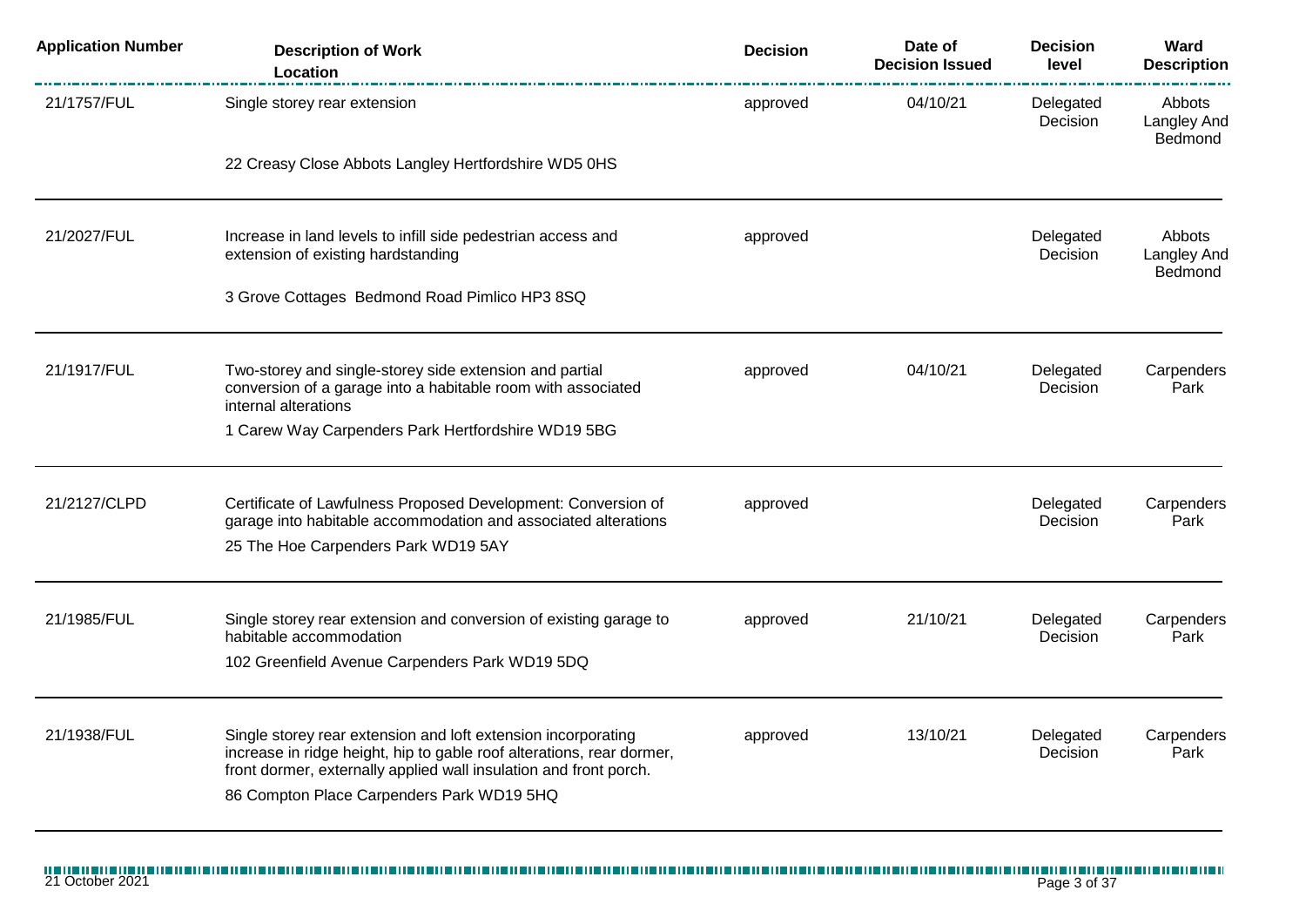| Application Number | Description of Work<br>Location | Decision | Date of Decision Issued | Decision level | Ward Description |
|---|---|---|---|---|---|
| 21/1757/FUL | Single storey rear extension<br>22 Creasy Close Abbots Langley Hertfordshire WD5 0HS | approved | 04/10/21 | Delegated Decision | Abbots Langley And Bedmond |
| 21/2027/FUL | Increase in land levels to infill side pedestrian access and extension of existing hardstanding<br>3 Grove Cottages Bedmond Road Pimlico HP3 8SQ | approved | | Delegated Decision | Abbots Langley And Bedmond |
| 21/1917/FUL | Two-storey and single-storey side extension and partial conversion of a garage into a habitable room with associated internal alterations<br>1 Carew Way Carpenders Park Hertfordshire WD19 5BG | approved | 04/10/21 | Delegated Decision | Carpenders Park |
| 21/2127/CLPD | Certificate of Lawfulness Proposed Development: Conversion of garage into habitable accommodation and associated alterations<br>25 The Hoe Carpenders Park WD19 5AY | approved | | Delegated Decision | Carpenders Park |
| 21/1985/FUL | Single storey rear extension and conversion of existing garage to habitable accommodation<br>102 Greenfield Avenue Carpenders Park WD19 5DQ | approved | 21/10/21 | Delegated Decision | Carpenders Park |
| 21/1938/FUL | Single storey rear extension and loft extension incorporating increase in ridge height, hip to gable roof alterations, rear dormer, front dormer, externally applied wall insulation and front porch.<br>86 Compton Place Carpenders Park WD19 5HQ | approved | 13/10/21 | Delegated Decision | Carpenders Park |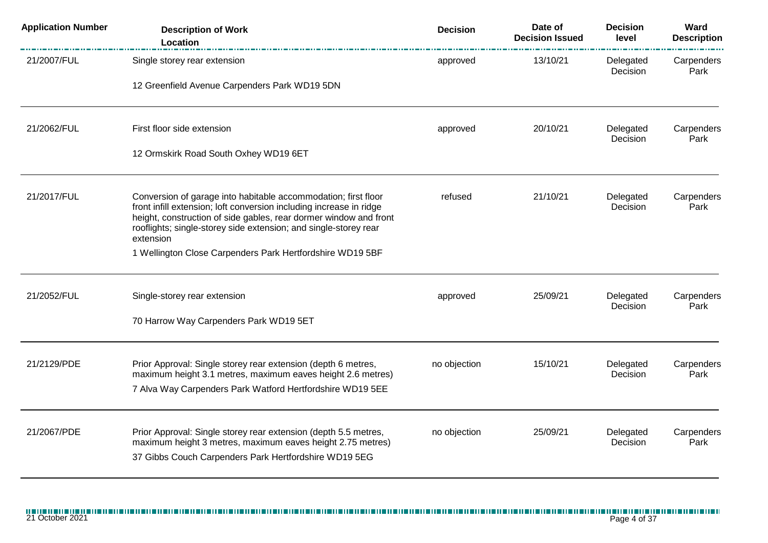| Application Number | Description of Work<br>Location | Decision | Date of Decision Issued | Decision level | Ward Description |
|---|---|---|---|---|---|
| 21/2007/FUL | Single storey rear extension<br>12 Greenfield Avenue Carpenders Park WD19 5DN | approved | 13/10/21 | Delegated Decision | Carpenders Park |
| 21/2062/FUL | First floor side extension<br>12 Ormskirk Road South Oxhey WD19 6ET | approved | 20/10/21 | Delegated Decision | Carpenders Park |
| 21/2017/FUL | Conversion of garage into habitable accommodation; first floor front infill extension; loft conversion including increase in ridge height, construction of side gables, rear dormer window and front rooflights; single-storey side extension; and single-storey rear extension<br>1 Wellington Close Carpenders Park Hertfordshire WD19 5BF | refused | 21/10/21 | Delegated Decision | Carpenders Park |
| 21/2052/FUL | Single-storey rear extension<br>70 Harrow Way Carpenders Park WD19 5ET | approved | 25/09/21 | Delegated Decision | Carpenders Park |
| 21/2129/PDE | Prior Approval: Single storey rear extension (depth 6 metres, maximum height 3.1 metres, maximum eaves height 2.6 metres)<br>7 Alva Way Carpenders Park Watford Hertfordshire WD19 5EE | no objection | 15/10/21 | Delegated Decision | Carpenders Park |
| 21/2067/PDE | Prior Approval: Single storey rear extension (depth 5.5 metres, maximum height 3 metres, maximum eaves height 2.75 metres)<br>37 Gibbs Couch Carpenders Park Hertfordshire WD19 5EG | no objection | 25/09/21 | Delegated Decision | Carpenders Park |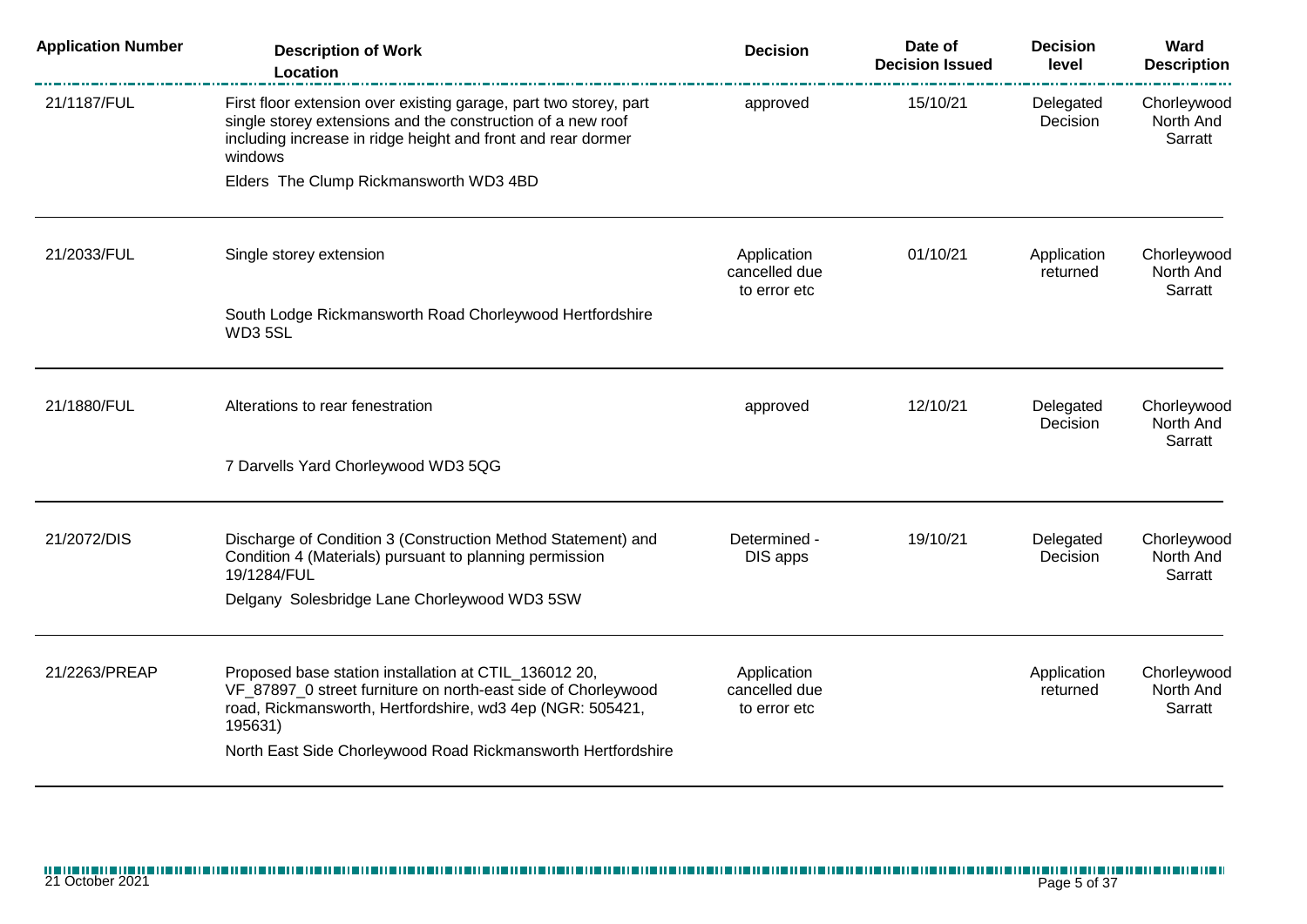| Application Number | Description of Work<br>Location | Decision | Date of Decision Issued | Decision level | Ward Description |
|---|---|---|---|---|---|
| 21/1187/FUL | First floor extension over existing garage, part two storey, part single storey extensions and the construction of a new roof including increase in ridge height and front and rear dormer windows<br>Elders The Clump Rickmansworth WD3 4BD | approved | 15/10/21 | Delegated Decision | Chorleywood North And Sarratt |
| 21/2033/FUL | Single storey extension<br>South Lodge Rickmansworth Road Chorleywood Hertfordshire WD3 5SL | Application cancelled due to error etc | 01/10/21 | Application returned | Chorleywood North And Sarratt |
| 21/1880/FUL | Alterations to rear fenestration<br>7 Darvells Yard Chorleywood WD3 5QG | approved | 12/10/21 | Delegated Decision | Chorleywood North And Sarratt |
| 21/2072/DIS | Discharge of Condition 3 (Construction Method Statement) and Condition 4 (Materials) pursuant to planning permission 19/1284/FUL<br>Delgany Solesbridge Lane Chorleywood WD3 5SW | Determined - DIS apps | 19/10/21 | Delegated Decision | Chorleywood North And Sarratt |
| 21/2263/PREAP | Proposed base station installation at CTIL_136012 20, VF_87897_0 street furniture on north-east side of Chorleywood road, Rickmansworth, Hertfordshire, wd3 4ep (NGR: 505421, 195631)<br>North East Side Chorleywood Road Rickmansworth Hertfordshire | Application cancelled due to error etc | | Application returned | Chorleywood North And Sarratt |

21 October 2021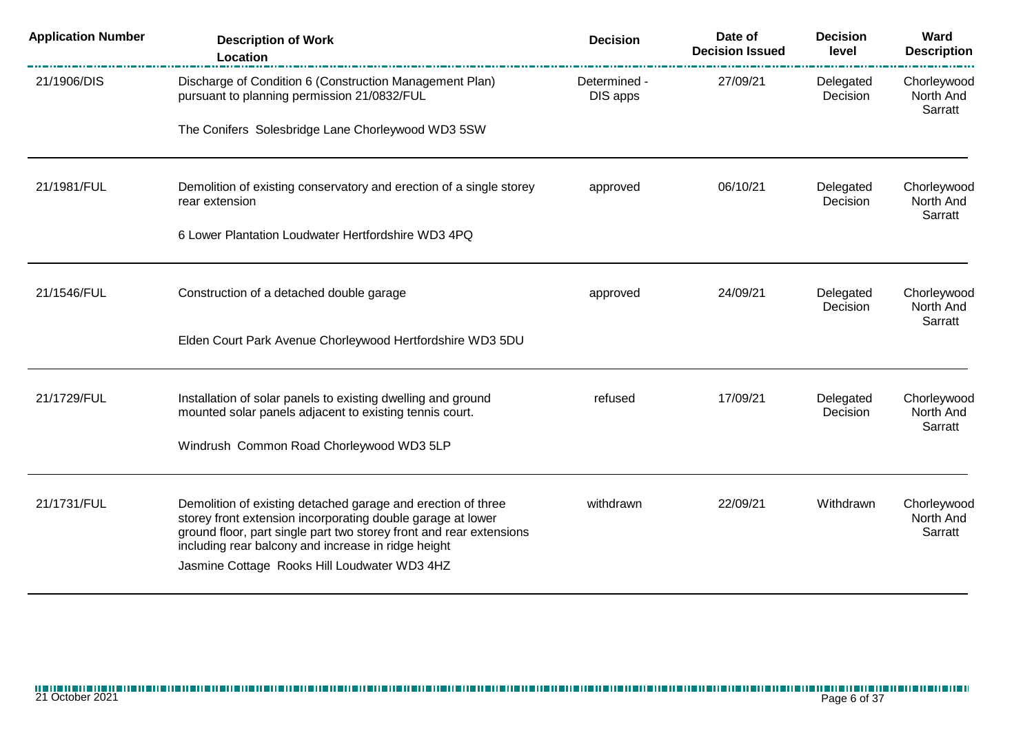| Application Number | Description of Work<br>Location | Decision | Date of Decision Issued | Decision level | Ward Description |
|---|---|---|---|---|---|
| 21/1906/DIS | Discharge of Condition 6 (Construction Management Plan) pursuant to planning permission 21/0832/FUL<br><br>The Conifers Solesbridge Lane Chorleywood WD3 5SW | Determined - DIS apps | 27/09/21 | Delegated Decision | Chorleywood North And Sarratt |
| 21/1981/FUL | Demolition of existing conservatory and erection of a single storey rear extension<br><br>6 Lower Plantation Loudwater Hertfordshire WD3 4PQ | approved | 06/10/21 | Delegated Decision | Chorleywood North And Sarratt |
| 21/1546/FUL | Construction of a detached double garage<br><br>Elden Court Park Avenue Chorleywood Hertfordshire WD3 5DU | approved | 24/09/21 | Delegated Decision | Chorleywood North And Sarratt |
| 21/1729/FUL | Installation of solar panels to existing dwelling and ground mounted solar panels adjacent to existing tennis court.<br><br>Windrush Common Road Chorleywood WD3 5LP | refused | 17/09/21 | Delegated Decision | Chorleywood North And Sarratt |
| 21/1731/FUL | Demolition of existing detached garage and erection of three storey front extension incorporating double garage at lower ground floor, part single part two storey front and rear extensions including rear balcony and increase in ridge height<br><br>Jasmine Cottage Rooks Hill Loudwater WD3 4HZ | withdrawn | 22/09/21 | Withdrawn | Chorleywood North And Sarratt |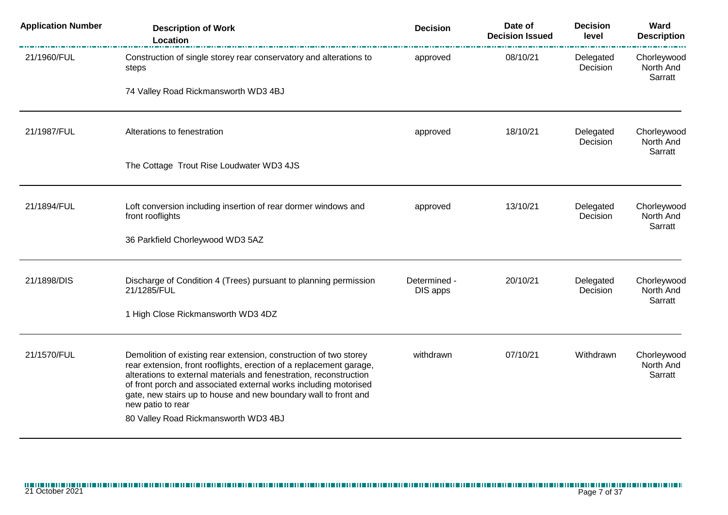| Application Number | Description of Work<br>Location | Decision | Date of Decision Issued | Decision level | Ward Description |
|---|---|---|---|---|---|
| 21/1960/FUL | Construction of single storey rear conservatory and alterations to steps<br><br>74 Valley Road Rickmansworth WD3 4BJ | approved | 08/10/21 | Delegated Decision | Chorleywood North And Sarratt |
| 21/1987/FUL | Alterations to fenestration<br><br>The Cottage Trout Rise Loudwater WD3 4JS | approved | 18/10/21 | Delegated Decision | Chorleywood North And Sarratt |
| 21/1894/FUL | Loft conversion including insertion of rear dormer windows and front rooflights<br><br>36 Parkfield Chorleywood WD3 5AZ | approved | 13/10/21 | Delegated Decision | Chorleywood North And Sarratt |
| 21/1898/DIS | Discharge of Condition 4 (Trees) pursuant to planning permission 21/1285/FUL<br><br>1 High Close Rickmansworth WD3 4DZ | Determined - DIS apps | 20/10/21 | Delegated Decision | Chorleywood North And Sarratt |
| 21/1570/FUL | Demolition of existing rear extension, construction of two storey rear extension, front rooflights, erection of a replacement garage, alterations to external materials and fenestration, reconstruction of front porch and associated external works including motorised gate, new stairs up to house and new boundary wall to front and new patio to rear<br><br>80 Valley Road Rickmansworth WD3 4BJ | withdrawn | 07/10/21 | Withdrawn | Chorleywood North And Sarratt |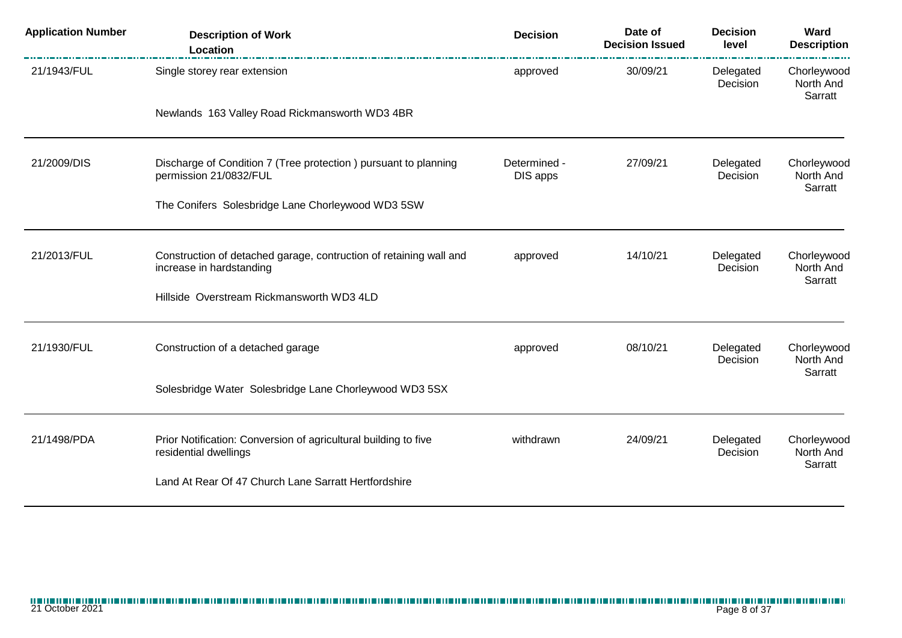| Application Number | Description of Work<br>Location | Decision | Date of Decision Issued | Decision level | Ward Description |
|---|---|---|---|---|---|
| 21/1943/FUL | Single storey rear extension<br><br>Newlands 163 Valley Road Rickmansworth WD3 4BR | approved | 30/09/21 | Delegated Decision | Chorleywood North And Sarratt |
| 21/2009/DIS | Discharge of Condition 7 (Tree protection ) pursuant to planning permission 21/0832/FUL<br><br>The Conifers Solesbridge Lane Chorleywood WD3 5SW | Determined - DIS apps | 27/09/21 | Delegated Decision | Chorleywood North And Sarratt |
| 21/2013/FUL | Construction of detached garage, contruction of retaining wall and increase in hardstanding<br><br>Hillside Overstream Rickmansworth WD3 4LD | approved | 14/10/21 | Delegated Decision | Chorleywood North And Sarratt |
| 21/1930/FUL | Construction of a detached garage<br><br>Solesbridge Water Solesbridge Lane Chorleywood WD3 5SX | approved | 08/10/21 | Delegated Decision | Chorleywood North And Sarratt |
| 21/1498/PDA | Prior Notification: Conversion of agricultural building to five residential dwellings<br><br>Land At Rear Of 47 Church Lane Sarratt Hertfordshire | withdrawn | 24/09/21 | Delegated Decision | Chorleywood North And Sarratt |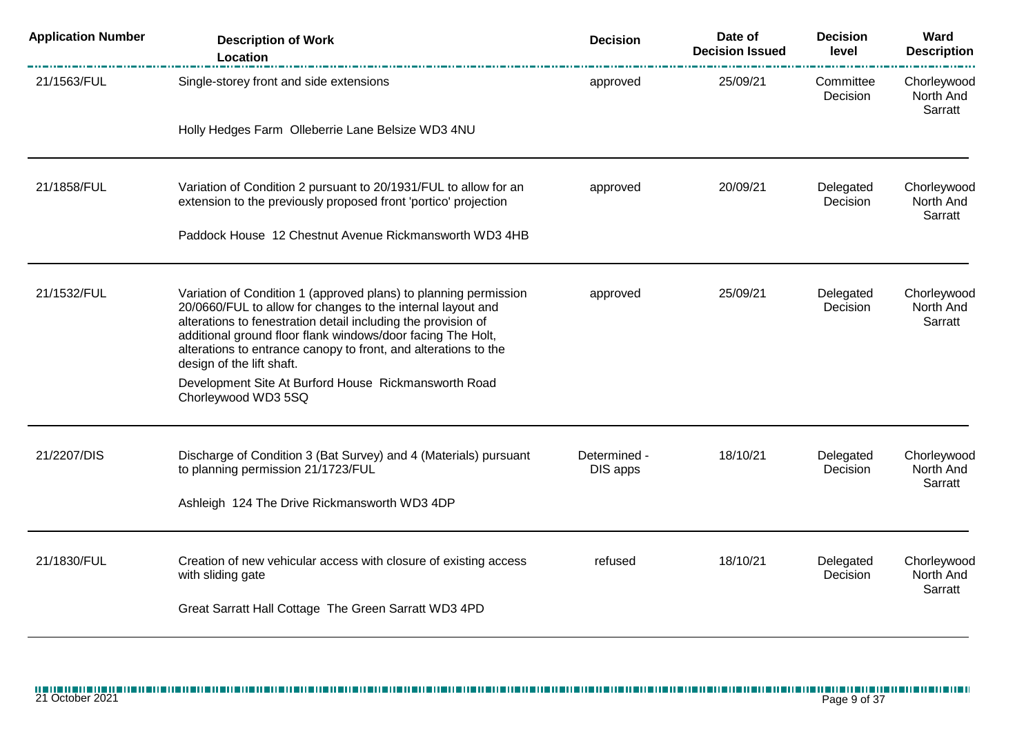| Application Number | Description of Work<br>Location | Decision | Date of Decision Issued | Decision level | Ward Description |
|---|---|---|---|---|---|
| 21/1563/FUL | Single-storey front and side extensions<br><br>Holly Hedges Farm Olleberrie Lane Belsize WD3 4NU | approved | 25/09/21 | Committee Decision | Chorleywood North And Sarratt |
| 21/1858/FUL | Variation of Condition 2 pursuant to 20/1931/FUL to allow for an extension to the previously proposed front 'portico' projection<br><br>Paddock House 12 Chestnut Avenue Rickmansworth WD3 4HB | approved | 20/09/21 | Delegated Decision | Chorleywood North And Sarratt |
| 21/1532/FUL | Variation of Condition 1 (approved plans) to planning permission 20/0660/FUL to allow for changes to the internal layout and alterations to fenestration detail including the provision of additional ground floor flank windows/door facing The Holt, alterations to entrance canopy to front, and alterations to the design of the lift shaft.<br><br>Development Site At Burford House Rickmansworth Road Chorleywood WD3 5SQ | approved | 25/09/21 | Delegated Decision | Chorleywood North And Sarratt |
| 21/2207/DIS | Discharge of Condition 3 (Bat Survey) and 4 (Materials) pursuant to planning permission 21/1723/FUL<br><br>Ashleigh 124 The Drive Rickmansworth WD3 4DP | Determined - DIS apps | 18/10/21 | Delegated Decision | Chorleywood North And Sarratt |
| 21/1830/FUL | Creation of new vehicular access with closure of existing access with sliding gate<br><br>Great Sarratt Hall Cottage The Green Sarratt WD3 4PD | refused | 18/10/21 | Delegated Decision | Chorleywood North And Sarratt |

21 October 2021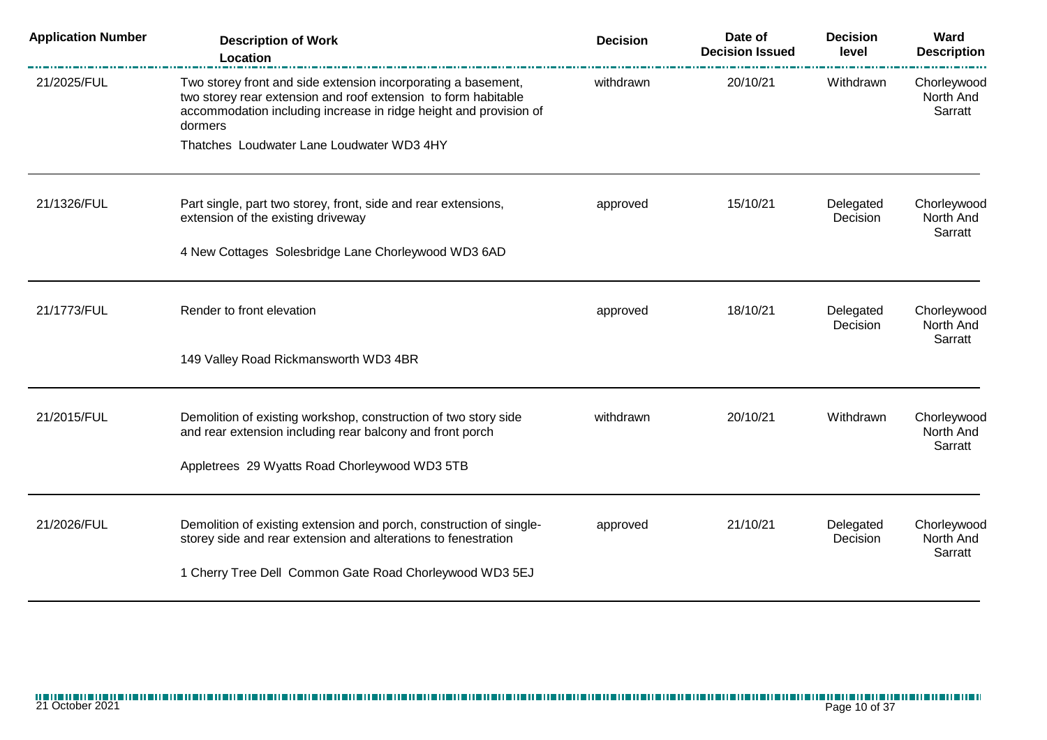| Application Number | Description of Work Location | Decision | Date of Decision Issued | Decision level | Ward Description |
| --- | --- | --- | --- | --- | --- |
| 21/2025/FUL | Two storey front and side extension incorporating a basement, two storey rear extension and roof extension to form habitable accommodation including increase in ridge height and provision of dormers<br><br>Thatches Loudwater Lane Loudwater WD3 4HY | withdrawn | 20/10/21 | Withdrawn | Chorleywood North And Sarratt |
| 21/1326/FUL | Part single, part two storey, front, side and rear extensions, extension of the existing driveway<br><br>4 New Cottages Solesbridge Lane Chorleywood WD3 6AD | approved | 15/10/21 | Delegated Decision | Chorleywood North And Sarratt |
| 21/1773/FUL | Render to front elevation<br><br>149 Valley Road Rickmansworth WD3 4BR | approved | 18/10/21 | Delegated Decision | Chorleywood North And Sarratt |
| 21/2015/FUL | Demolition of existing workshop, construction of two story side and rear extension including rear balcony and front porch<br><br>Appletrees 29 Wyatts Road Chorleywood WD3 5TB | withdrawn | 20/10/21 | Withdrawn | Chorleywood North And Sarratt |
| 21/2026/FUL | Demolition of existing extension and porch, construction of single-storey side and rear extension and alterations to fenestration<br><br>1 Cherry Tree Dell Common Gate Road Chorleywood WD3 5EJ | approved | 21/10/21 | Delegated Decision | Chorleywood North And Sarratt |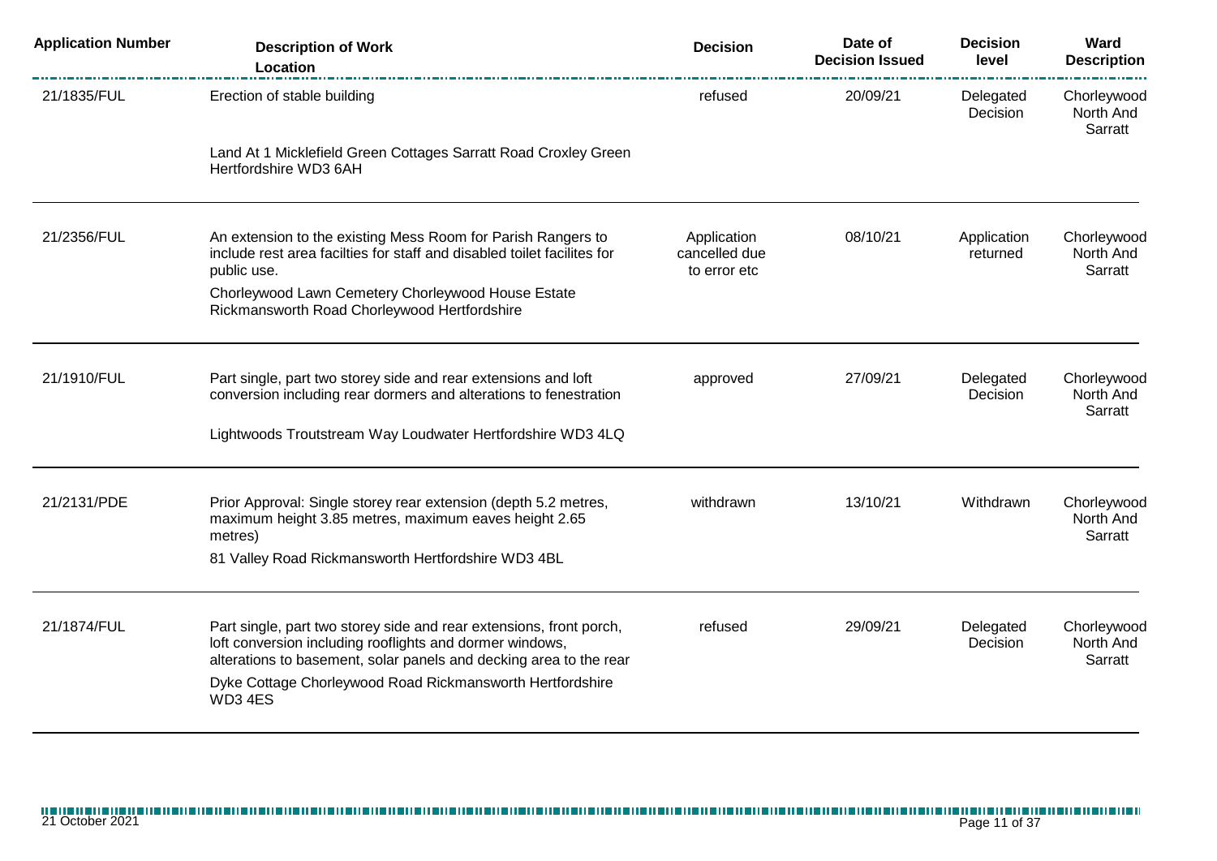| Application Number | Description of Work Location | Decision | Date of Decision Issued | Decision level | Ward Description |
|---|---|---|---|---|---|
| 21/1835/FUL | Erection of stable building<br><br>Land At 1 Micklefield Green Cottages Sarratt Road Croxley Green Hertfordshire WD3 6AH | refused | 20/09/21 | Delegated Decision | Chorleywood North And Sarratt |
| 21/2356/FUL | An extension to the existing Mess Room for Parish Rangers to include rest area facilties for staff and disabled toilet facilites for public use.<br><br>Chorleywood Lawn Cemetery Chorleywood House Estate Rickmansworth Road Chorleywood Hertfordshire | Application cancelled due to error etc | 08/10/21 | Application returned | Chorleywood North And Sarratt |
| 21/1910/FUL | Part single, part two storey side and rear extensions and loft conversion including rear dormers and alterations to fenestration<br><br>Lightwoods Troutstream Way Loudwater Hertfordshire WD3 4LQ | approved | 27/09/21 | Delegated Decision | Chorleywood North And Sarratt |
| 21/2131/PDE | Prior Approval: Single storey rear extension (depth 5.2 metres, maximum height 3.85 metres, maximum eaves height 2.65 metres)<br><br>81 Valley Road Rickmansworth Hertfordshire WD3 4BL | withdrawn | 13/10/21 | Withdrawn | Chorleywood North And Sarratt |
| 21/1874/FUL | Part single, part two storey side and rear extensions, front porch, loft conversion including rooflights and dormer windows, alterations to basement, solar panels and decking area to the rear<br><br>Dyke Cottage Chorleywood Road Rickmansworth Hertfordshire WD3 4ES | refused | 29/09/21 | Delegated Decision | Chorleywood North And Sarratt |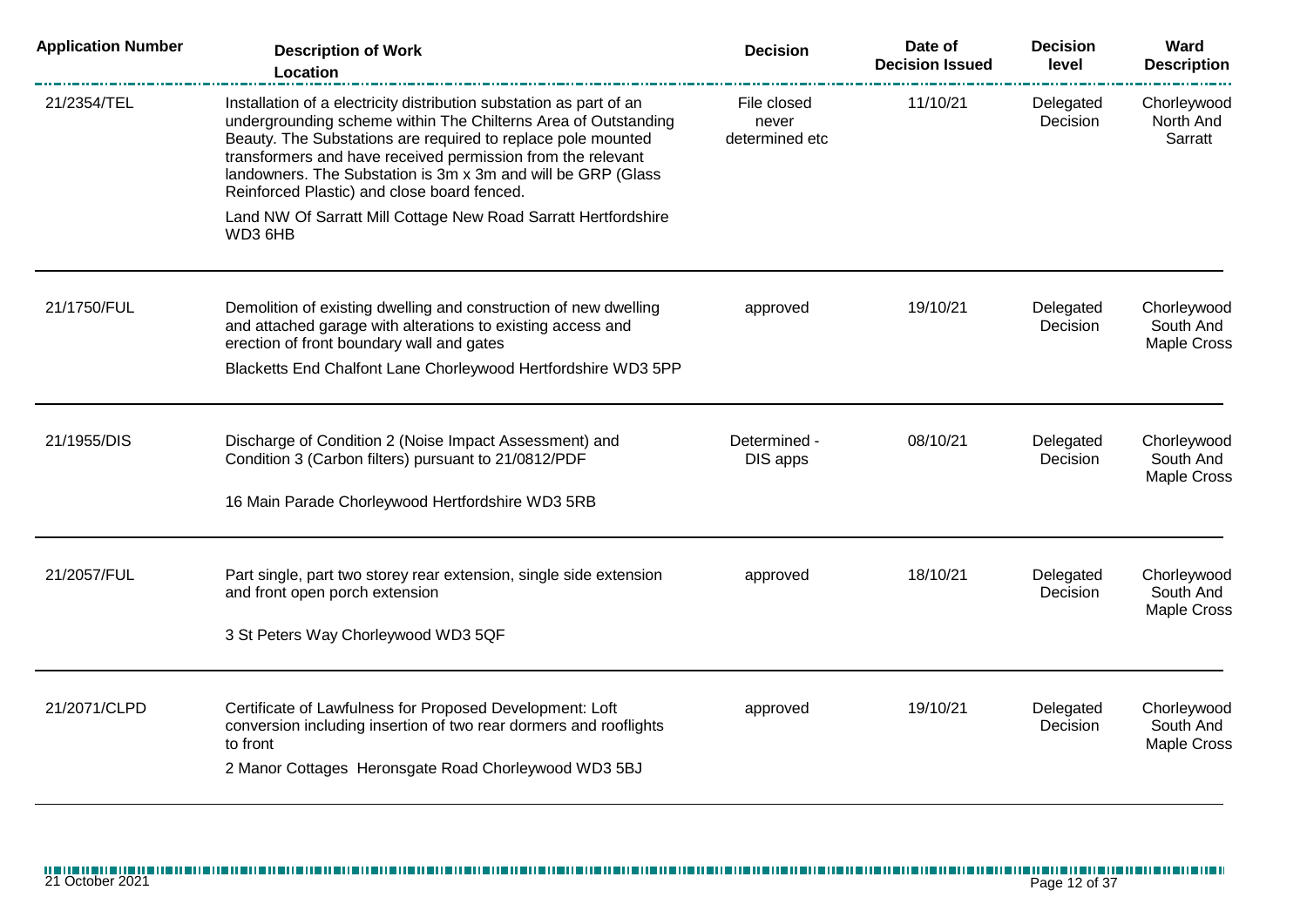| Application Number | Description of Work<br>Location | Decision | Date of Decision Issued | Decision level | Ward Description |
|---|---|---|---|---|---|
| 21/2354/TEL | Installation of a electricity distribution substation as part of an undergrounding scheme within The Chilterns Area of Outstanding Beauty. The Substations are required to replace pole mounted transformers and have received permission from the relevant landowners. The Substation is 3m x 3m and will be GRP (Glass Reinforced Plastic) and close board fenced.<br>Land NW Of Sarratt Mill Cottage New Road Sarratt Hertfordshire WD3 6HB | File closed never determined etc | 11/10/21 | Delegated Decision | Chorleywood North And Sarratt |
| 21/1750/FUL | Demolition of existing dwelling and construction of new dwelling and attached garage with alterations to existing access and erection of front boundary wall and gates<br>Blacketts End Chalfont Lane Chorleywood Hertfordshire WD3 5PP | approved | 19/10/21 | Delegated Decision | Chorleywood South And Maple Cross |
| 21/1955/DIS | Discharge of Condition 2 (Noise Impact Assessment) and Condition 3 (Carbon filters) pursuant to 21/0812/PDF<br>16 Main Parade Chorleywood Hertfordshire WD3 5RB | Determined - DIS apps | 08/10/21 | Delegated Decision | Chorleywood South And Maple Cross |
| 21/2057/FUL | Part single, part two storey rear extension, single side extension and front open porch extension<br>3 St Peters Way Chorleywood WD3 5QF | approved | 18/10/21 | Delegated Decision | Chorleywood South And Maple Cross |
| 21/2071/CLPD | Certificate of Lawfulness for Proposed Development: Loft conversion including insertion of two rear dormers and rooflights to front<br>2 Manor Cottages Heronsgate Road Chorleywood WD3 5BJ | approved | 19/10/21 | Delegated Decision | Chorleywood South And Maple Cross |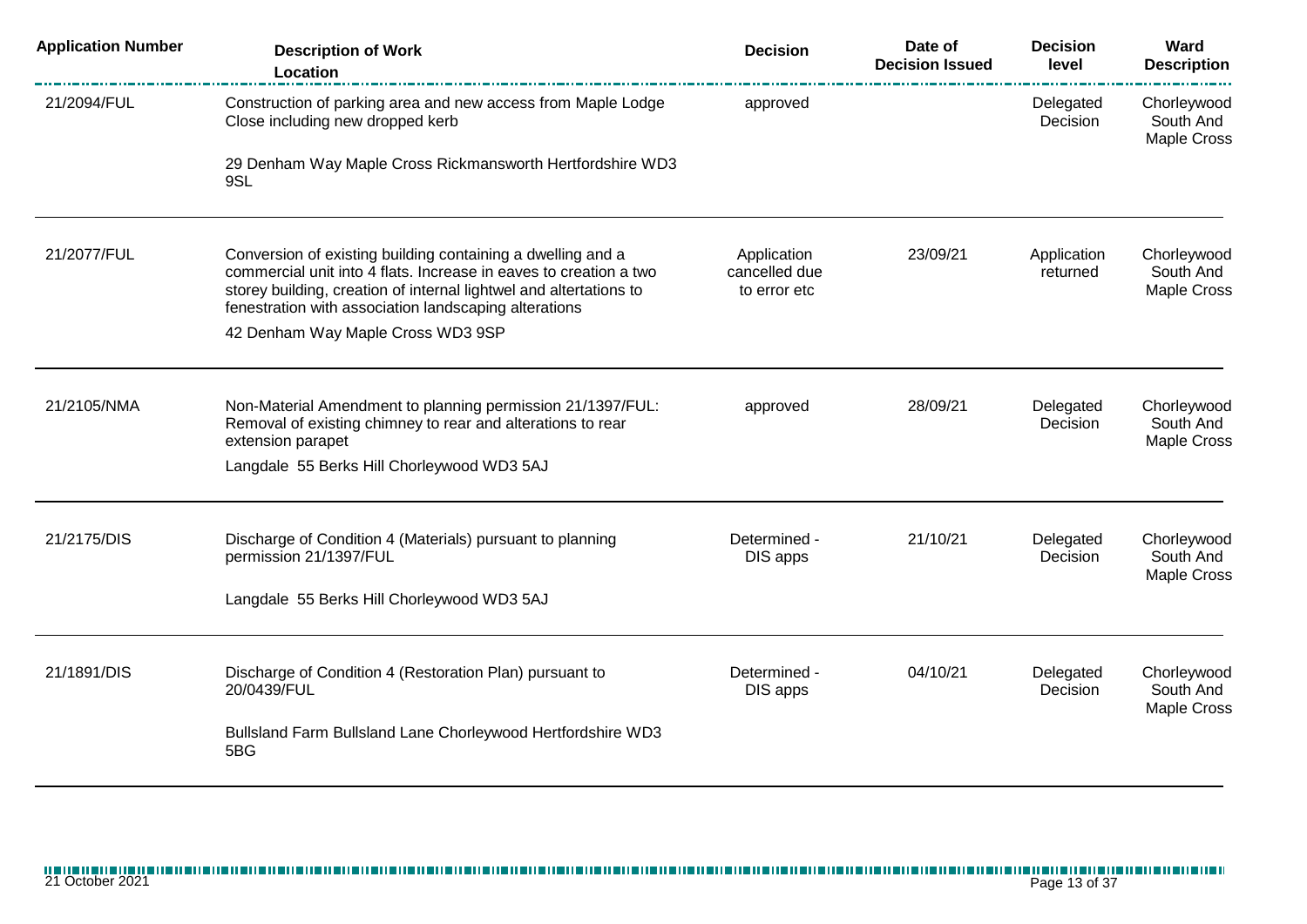| Application Number | Description of Work<br>Location | Decision | Date of Decision Issued | Decision level | Ward Description |
|---|---|---|---|---|---|
| 21/2094/FUL | Construction of parking area and new access from Maple Lodge Close including new dropped kerb<br><br>29 Denham Way Maple Cross Rickmansworth Hertfordshire WD3 9SL | approved | | Delegated Decision | Chorleywood South And Maple Cross |
| 21/2077/FUL | Conversion of existing building containing a dwelling and a commercial unit into 4 flats. Increase in eaves to creation a two storey building, creation of internal lightwel and altertations to fenestration with association landscaping alterations<br><br>42 Denham Way Maple Cross WD3 9SP | Application cancelled due to error etc | 23/09/21 | Application returned | Chorleywood South And Maple Cross |
| 21/2105/NMA | Non-Material Amendment to planning permission 21/1397/FUL: Removal of existing chimney to rear and alterations to rear extension parapet<br><br>Langdale 55 Berks Hill Chorleywood WD3 5AJ | approved | 28/09/21 | Delegated Decision | Chorleywood South And Maple Cross |
| 21/2175/DIS | Discharge of Condition 4 (Materials) pursuant to planning permission 21/1397/FUL<br><br>Langdale 55 Berks Hill Chorleywood WD3 5AJ | Determined - DIS apps | 21/10/21 | Delegated Decision | Chorleywood South And Maple Cross |
| 21/1891/DIS | Discharge of Condition 4 (Restoration Plan) pursuant to 20/0439/FUL<br><br>Bullsland Farm Bullsland Lane Chorleywood Hertfordshire WD3 5BG | Determined - DIS apps | 04/10/21 | Delegated Decision | Chorleywood South And Maple Cross |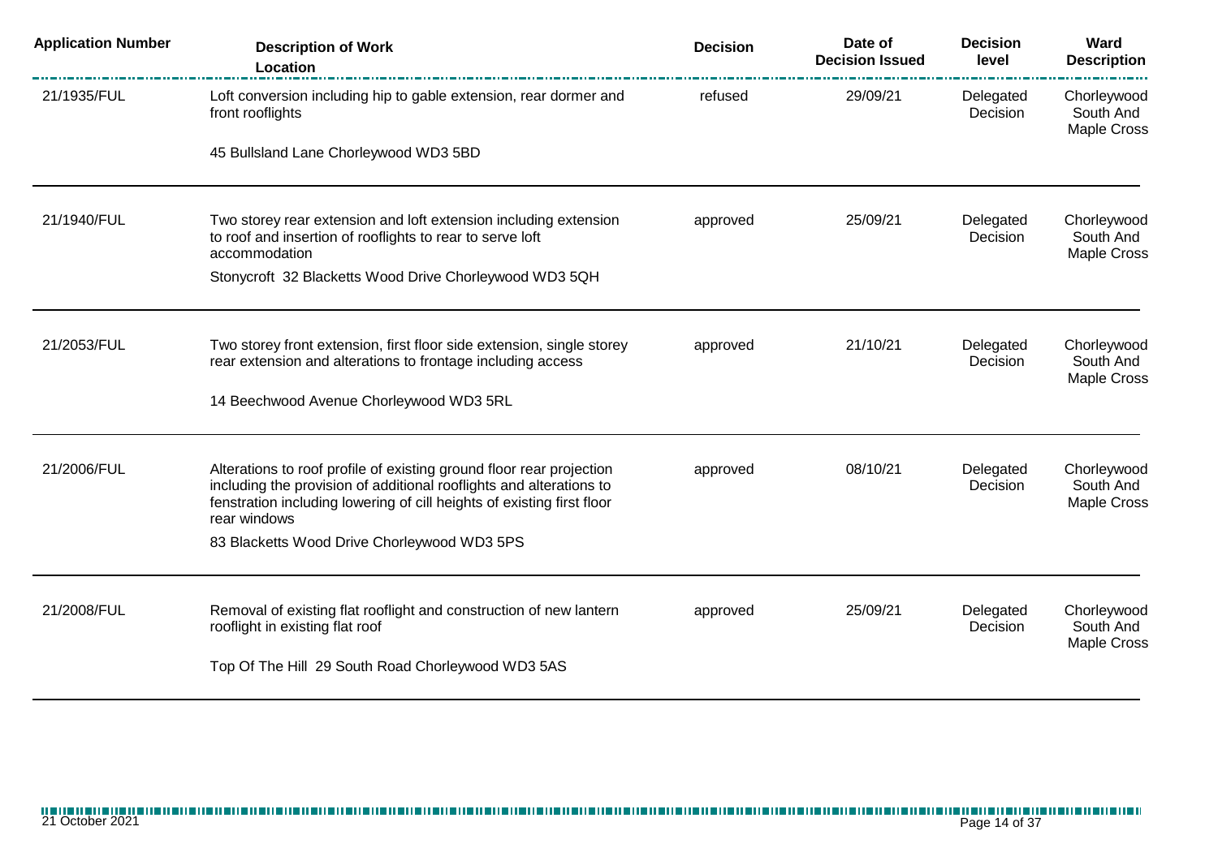| Application Number | Description of Work<br>Location | Decision | Date of Decision Issued | Decision level | Ward Description |
|---|---|---|---|---|---|
| 21/1935/FUL | Loft conversion including hip to gable extension, rear dormer and front rooflights<br><br>45 Bullsland Lane Chorleywood WD3 5BD | refused | 29/09/21 | Delegated Decision | Chorleywood South And Maple Cross |
| 21/1940/FUL | Two storey rear extension and loft extension including extension to roof and insertion of rooflights to rear to serve loft accommodation<br><br>Stonycroft 32 Blacketts Wood Drive Chorleywood WD3 5QH | approved | 25/09/21 | Delegated Decision | Chorleywood South And Maple Cross |
| 21/2053/FUL | Two storey front extension, first floor side extension, single storey rear extension and alterations to frontage including access<br><br>14 Beechwood Avenue Chorleywood WD3 5RL | approved | 21/10/21 | Delegated Decision | Chorleywood South And Maple Cross |
| 21/2006/FUL | Alterations to roof profile of existing ground floor rear projection including the provision of additional rooflights and alterations to fenstration including lowering of cill heights of existing first floor rear windows<br><br>83 Blacketts Wood Drive Chorleywood WD3 5PS | approved | 08/10/21 | Delegated Decision | Chorleywood South And Maple Cross |
| 21/2008/FUL | Removal of existing flat rooflight and construction of new lantern rooflight in existing flat roof<br><br>Top Of The Hill 29 South Road Chorleywood WD3 5AS | approved | 25/09/21 | Delegated Decision | Chorleywood South And Maple Cross |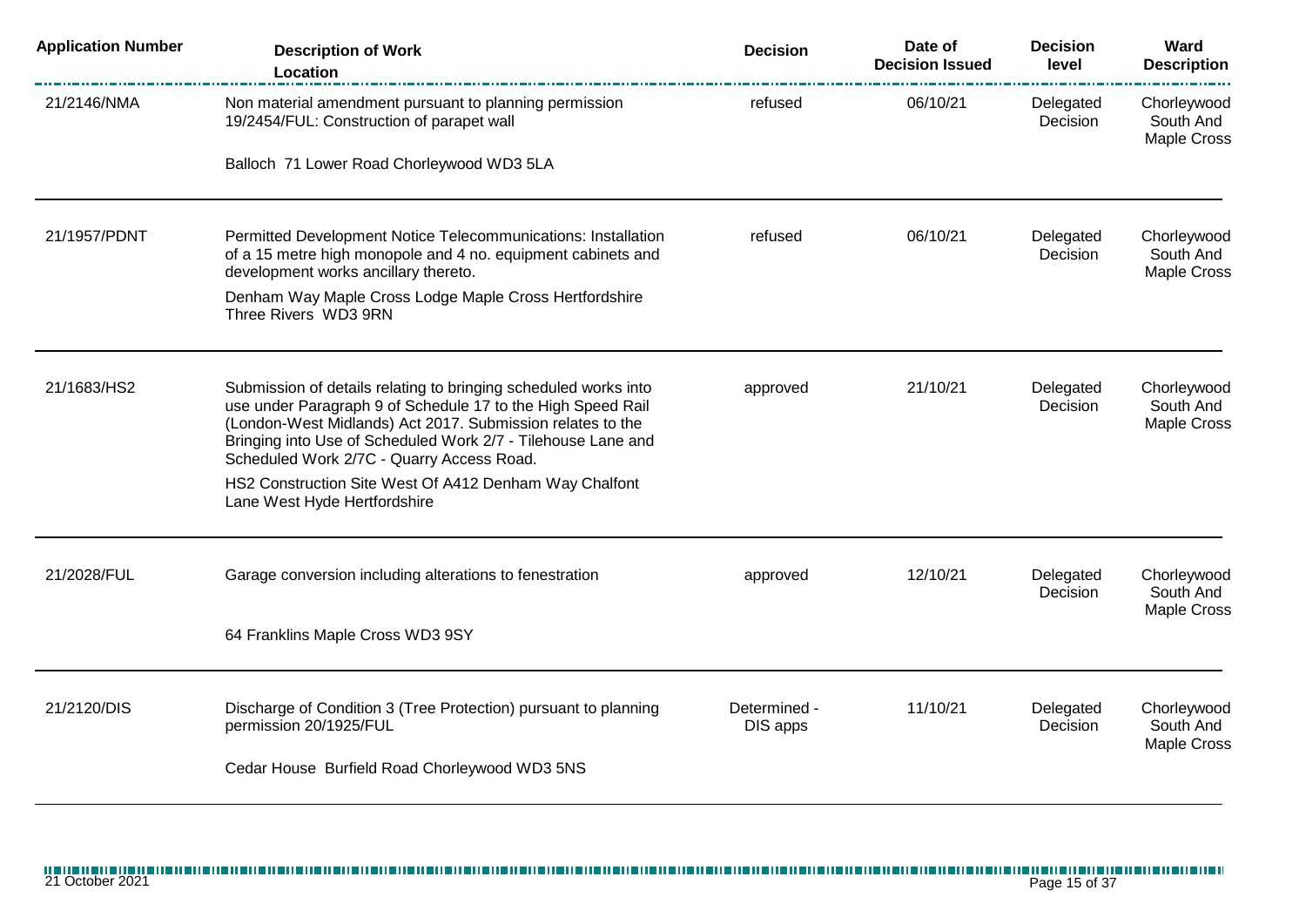| Application Number | Description of Work<br>Location | Decision | Date of Decision Issued | Decision level | Ward Description |
|---|---|---|---|---|---|
| 21/2146/NMA | Non material amendment pursuant to planning permission 19/2454/FUL: Construction of parapet wall<br><br>Balloch 71 Lower Road Chorleywood WD3 5LA | refused | 06/10/21 | Delegated Decision | Chorleywood South And Maple Cross |
| 21/1957/PDNT | Permitted Development Notice Telecommunications: Installation of a 15 metre high monopole and 4 no. equipment cabinets and development works ancillary thereto.<br><br>Denham Way Maple Cross Lodge Maple Cross Hertfordshire Three Rivers WD3 9RN | refused | 06/10/21 | Delegated Decision | Chorleywood South And Maple Cross |
| 21/1683/HS2 | Submission of details relating to bringing scheduled works into use under Paragraph 9 of Schedule 17 to the High Speed Rail (London-West Midlands) Act 2017. Submission relates to the Bringing into Use of Scheduled Work 2/7 - Tilehouse Lane and Scheduled Work 2/7C - Quarry Access Road.<br><br>HS2 Construction Site West Of A412 Denham Way Chalfont Lane West Hyde Hertfordshire | approved | 21/10/21 | Delegated Decision | Chorleywood South And Maple Cross |
| 21/2028/FUL | Garage conversion including alterations to fenestration<br><br>64 Franklins Maple Cross WD3 9SY | approved | 12/10/21 | Delegated Decision | Chorleywood South And Maple Cross |
| 21/2120/DIS | Discharge of Condition 3 (Tree Protection) pursuant to planning permission 20/1925/FUL<br><br>Cedar House Burfield Road Chorleywood WD3 5NS | Determined - DIS apps | 11/10/21 | Delegated Decision | Chorleywood South And Maple Cross |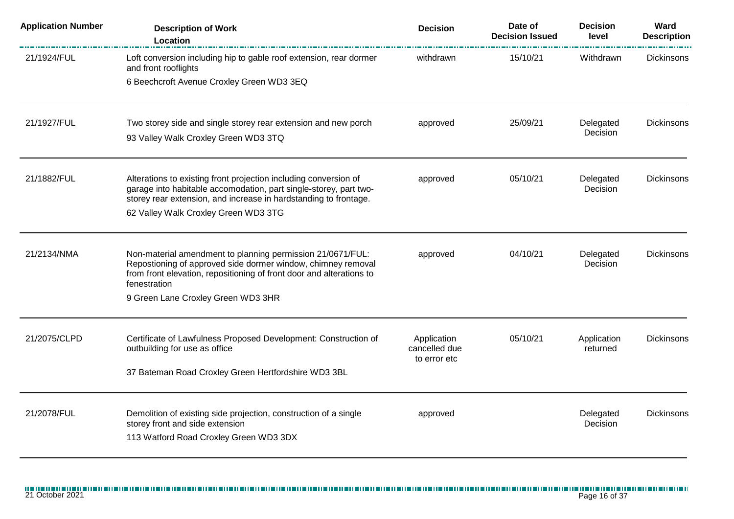| Application Number | Description of Work<br>Location | Decision | Date of Decision Issued | Decision level | Ward Description |
|---|---|---|---|---|---|
| 21/1924/FUL | Loft conversion including hip to gable roof extension, rear dormer and front rooflights<br>6 Beechcroft Avenue Croxley Green WD3 3EQ | withdrawn | 15/10/21 | Withdrawn | Dickinsons |
| 21/1927/FUL | Two storey side and single storey rear extension and new porch<br>93 Valley Walk Croxley Green WD3 3TQ | approved | 25/09/21 | Delegated Decision | Dickinsons |
| 21/1882/FUL | Alterations to existing front projection including conversion of garage into habitable accomodation, part single-storey, part two-storey rear extension, and increase in hardstanding to frontage.<br>62 Valley Walk Croxley Green WD3 3TG | approved | 05/10/21 | Delegated Decision | Dickinsons |
| 21/2134/NMA | Non-material amendment to planning permission 21/0671/FUL: Repostioning of approved side dormer window, chimney removal from front elevation, repositioning of front door and alterations to fenestration<br>9 Green Lane Croxley Green WD3 3HR | approved | 04/10/21 | Delegated Decision | Dickinsons |
| 21/2075/CLPD | Certificate of Lawfulness Proposed Development: Construction of outbuilding for use as office<br>37 Bateman Road Croxley Green Hertfordshire WD3 3BL | Application cancelled due to error etc | 05/10/21 | Application returned | Dickinsons |
| 21/2078/FUL | Demolition of existing side projection, construction of a single storey front and side extension<br>113 Watford Road Croxley Green WD3 3DX | approved | | Delegated Decision | Dickinsons |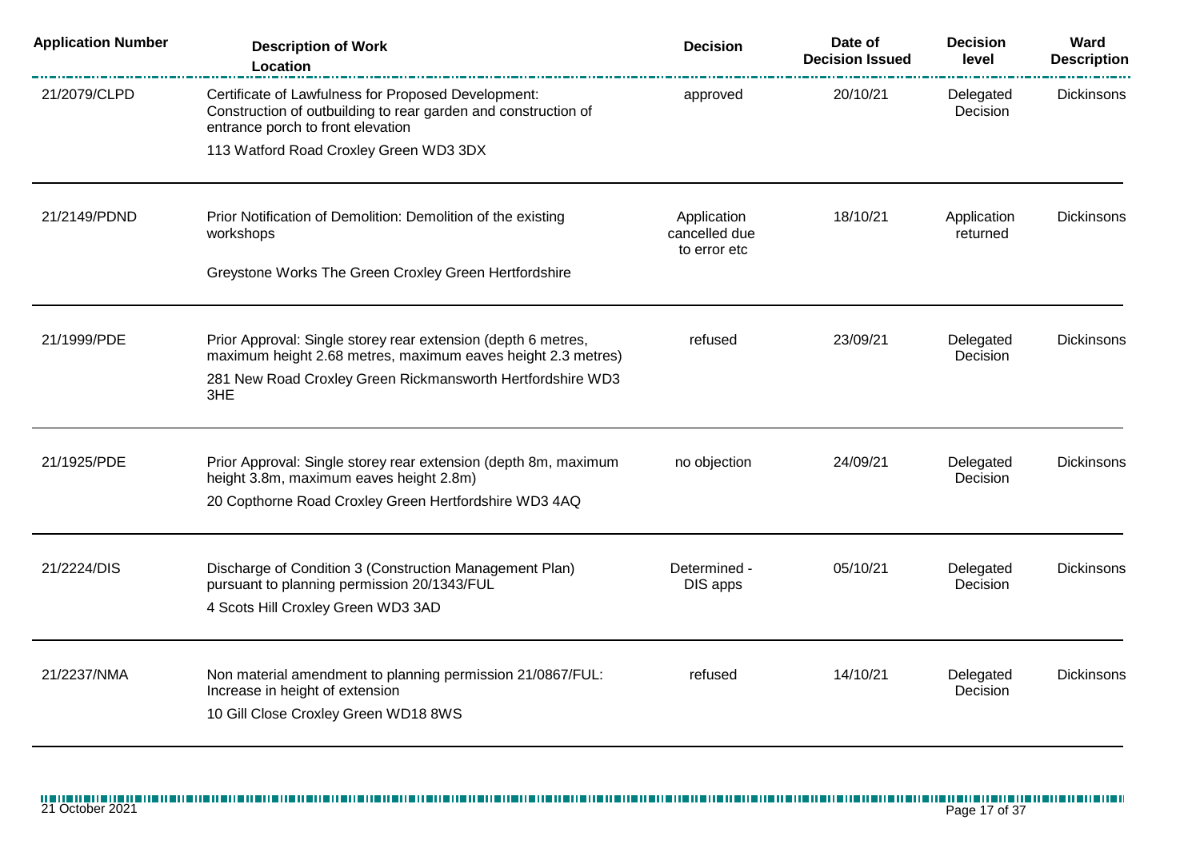| Application Number | Description of Work Location | Decision | Date of Decision Issued | Decision level | Ward Description |
| --- | --- | --- | --- | --- | --- |
| 21/2079/CLPD | Certificate of Lawfulness for Proposed Development: Construction of outbuilding to rear garden and construction of entrance porch to front elevation<br><br>113 Watford Road Croxley Green WD3 3DX | approved | 20/10/21 | Delegated Decision | Dickinsons |
| 21/2149/PDND | Prior Notification of Demolition: Demolition of the existing workshops<br><br>Greystone Works The Green Croxley Green Hertfordshire | Application cancelled due to error etc | 18/10/21 | Application returned | Dickinsons |
| 21/1999/PDE | Prior Approval: Single storey rear extension (depth 6 metres, maximum height 2.68 metres, maximum eaves height 2.3 metres)<br><br>281 New Road Croxley Green Rickmansworth Hertfordshire WD3 3HE | refused | 23/09/21 | Delegated Decision | Dickinsons |
| 21/1925/PDE | Prior Approval: Single storey rear extension (depth 8m, maximum height 3.8m, maximum eaves height 2.8m)<br><br>20 Copthorne Road Croxley Green Hertfordshire WD3 4AQ | no objection | 24/09/21 | Delegated Decision | Dickinsons |
| 21/2224/DIS | Discharge of Condition 3 (Construction Management Plan) pursuant to planning permission 20/1343/FUL<br><br>4 Scots Hill Croxley Green WD3 3AD | Determined - DIS apps | 05/10/21 | Delegated Decision | Dickinsons |
| 21/2237/NMA | Non material amendment to planning permission 21/0867/FUL: Increase in height of extension<br><br>10 Gill Close Croxley Green WD18 8WS | refused | 14/10/21 | Delegated Decision | Dickinsons |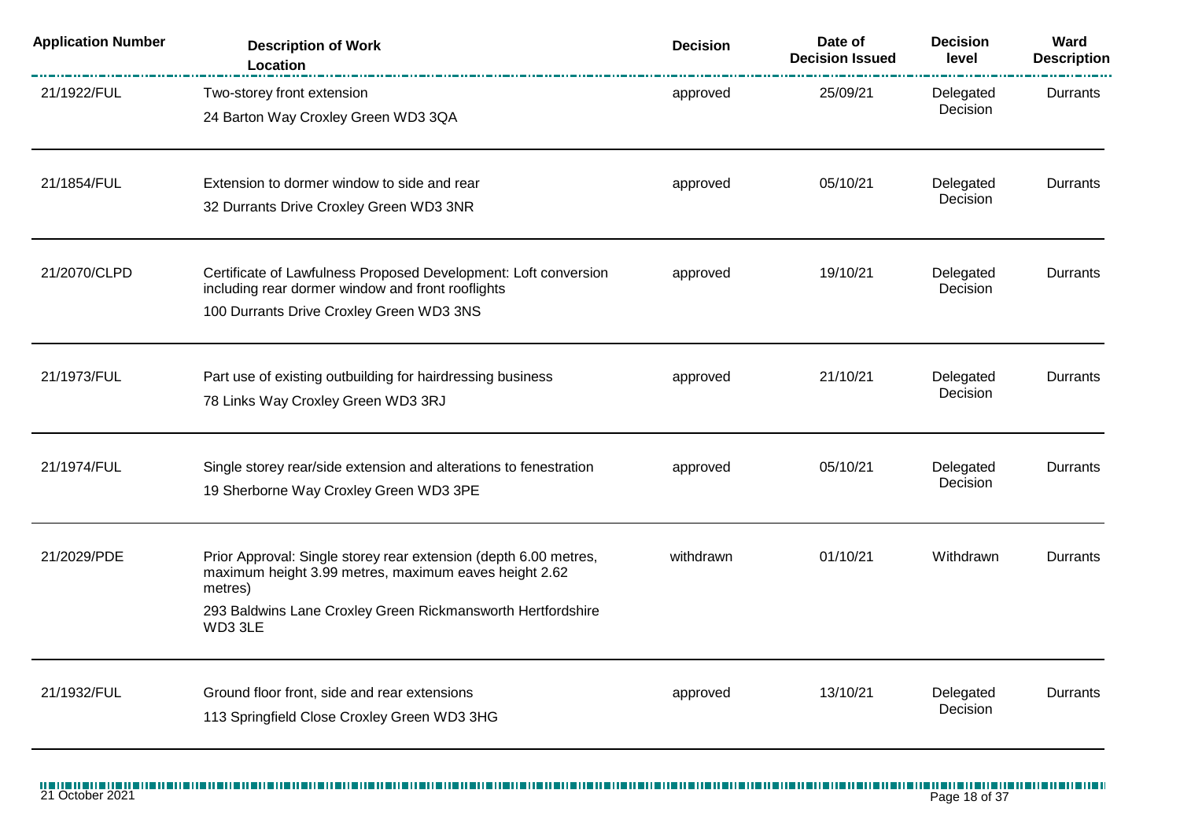| Application Number | Description of Work<br>Location | Decision | Date of Decision Issued | Decision level | Ward Description |
|---|---|---|---|---|---|
| 21/1922/FUL | Two-storey front extension<br>24 Barton Way Croxley Green WD3 3QA | approved | 25/09/21 | Delegated Decision | Durrants |
| 21/1854/FUL | Extension to dormer window to side and rear<br>32 Durrants Drive Croxley Green WD3 3NR | approved | 05/10/21 | Delegated Decision | Durrants |
| 21/2070/CLPD | Certificate of Lawfulness Proposed Development: Loft conversion including rear dormer window and front rooflights<br>100 Durrants Drive Croxley Green WD3 3NS | approved | 19/10/21 | Delegated Decision | Durrants |
| 21/1973/FUL | Part use of existing outbuilding for hairdressing business<br>78 Links Way Croxley Green WD3 3RJ | approved | 21/10/21 | Delegated Decision | Durrants |
| 21/1974/FUL | Single storey rear/side extension and alterations to fenestration<br>19 Sherborne Way Croxley Green WD3 3PE | approved | 05/10/21 | Delegated Decision | Durrants |
| 21/2029/PDE | Prior Approval: Single storey rear extension (depth 6.00 metres, maximum height 3.99 metres, maximum eaves height 2.62 metres)<br>293 Baldwins Lane Croxley Green Rickmansworth Hertfordshire WD3 3LE | withdrawn | 01/10/21 | Withdrawn | Durrants |
| 21/1932/FUL | Ground floor front, side and rear extensions<br>113 Springfield Close Croxley Green WD3 3HG | approved | 13/10/21 | Delegated Decision | Durrants |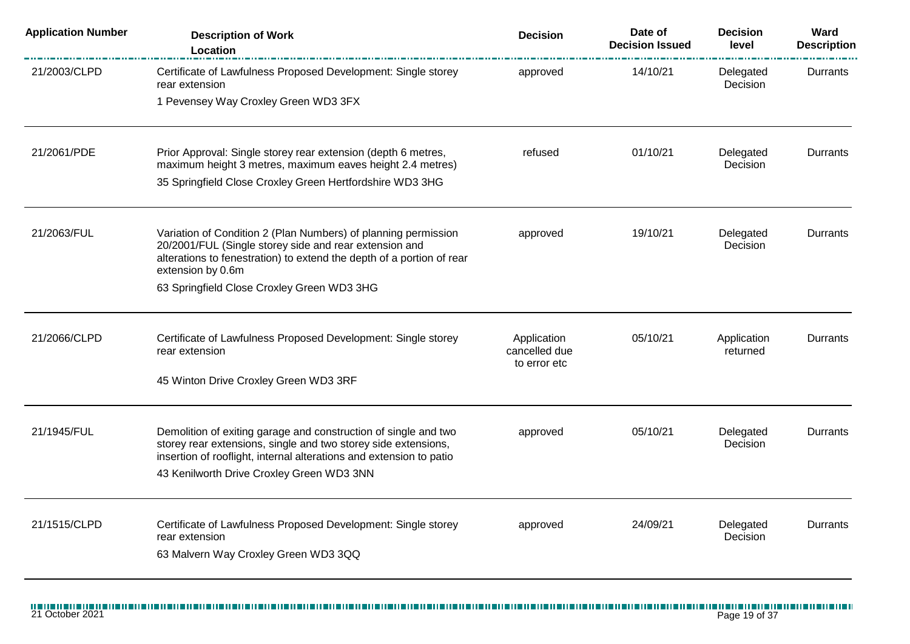| Application Number | Description of Work<br>Location | Decision | Date of Decision Issued | Decision level | Ward Description |
|---|---|---|---|---|---|
| 21/2003/CLPD | Certificate of Lawfulness Proposed Development: Single storey rear extension<br>1 Pevensey Way Croxley Green WD3 3FX | approved | 14/10/21 | Delegated Decision | Durrants |
| 21/2061/PDE | Prior Approval: Single storey rear extension (depth 6 metres, maximum height 3 metres, maximum eaves height 2.4 metres)<br>35 Springfield Close Croxley Green Hertfordshire WD3 3HG | refused | 01/10/21 | Delegated Decision | Durrants |
| 21/2063/FUL | Variation of Condition 2 (Plan Numbers) of planning permission 20/2001/FUL (Single storey side and rear extension and alterations to fenestration) to extend the depth of a portion of rear extension by 0.6m<br>63 Springfield Close Croxley Green WD3 3HG | approved | 19/10/21 | Delegated Decision | Durrants |
| 21/2066/CLPD | Certificate of Lawfulness Proposed Development: Single storey rear extension<br>45 Winton Drive Croxley Green WD3 3RF | Application cancelled due to error etc | 05/10/21 | Application returned | Durrants |
| 21/1945/FUL | Demolition of exiting garage and construction of single and two storey rear extensions, single and two storey side extensions, insertion of rooflight, internal alterations and extension to patio<br>43 Kenilworth Drive Croxley Green WD3 3NN | approved | 05/10/21 | Delegated Decision | Durrants |
| 21/1515/CLPD | Certificate of Lawfulness Proposed Development: Single storey rear extension<br>63 Malvern Way Croxley Green WD3 3QQ | approved | 24/09/21 | Delegated Decision | Durrants |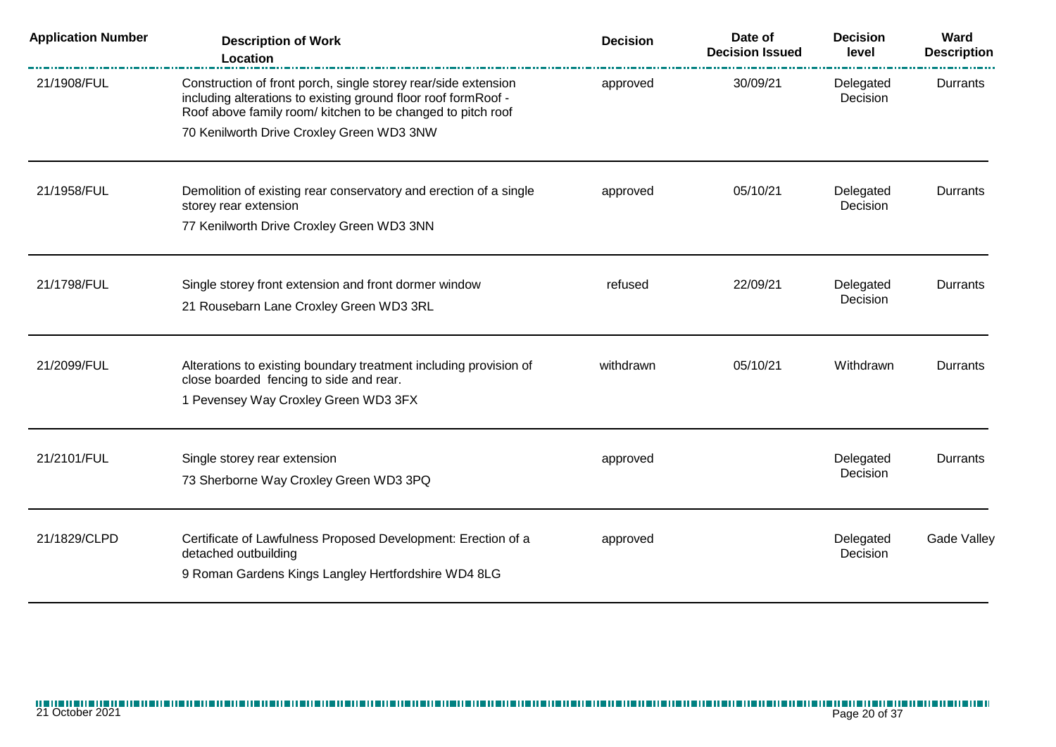| Application Number | Description of Work<br>Location | Decision | Date of Decision Issued | Decision level | Ward Description |
|---|---|---|---|---|---|
| 21/1908/FUL | Construction of front porch, single storey rear/side extension including alterations to existing ground floor roof formRoof - Roof above family room/ kitchen to be changed to pitch roof<br>70 Kenilworth Drive Croxley Green WD3 3NW | approved | 30/09/21 | Delegated Decision | Durrants |
| 21/1958/FUL | Demolition of existing rear conservatory and erection of a single storey rear extension<br>77 Kenilworth Drive Croxley Green WD3 3NN | approved | 05/10/21 | Delegated Decision | Durrants |
| 21/1798/FUL | Single storey front extension and front dormer window<br>21 Rousebarn Lane Croxley Green WD3 3RL | refused | 22/09/21 | Delegated Decision | Durrants |
| 21/2099/FUL | Alterations to existing boundary treatment including provision of close boarded fencing to side and rear.<br>1 Pevensey Way Croxley Green WD3 3FX | withdrawn | 05/10/21 | Withdrawn | Durrants |
| 21/2101/FUL | Single storey rear extension<br>73 Sherborne Way Croxley Green WD3 3PQ | approved | | Delegated Decision | Durrants |
| 21/1829/CLPD | Certificate of Lawfulness Proposed Development: Erection of a detached outbuilding<br>9 Roman Gardens Kings Langley Hertfordshire WD4 8LG | approved | | Delegated Decision | Gade Valley |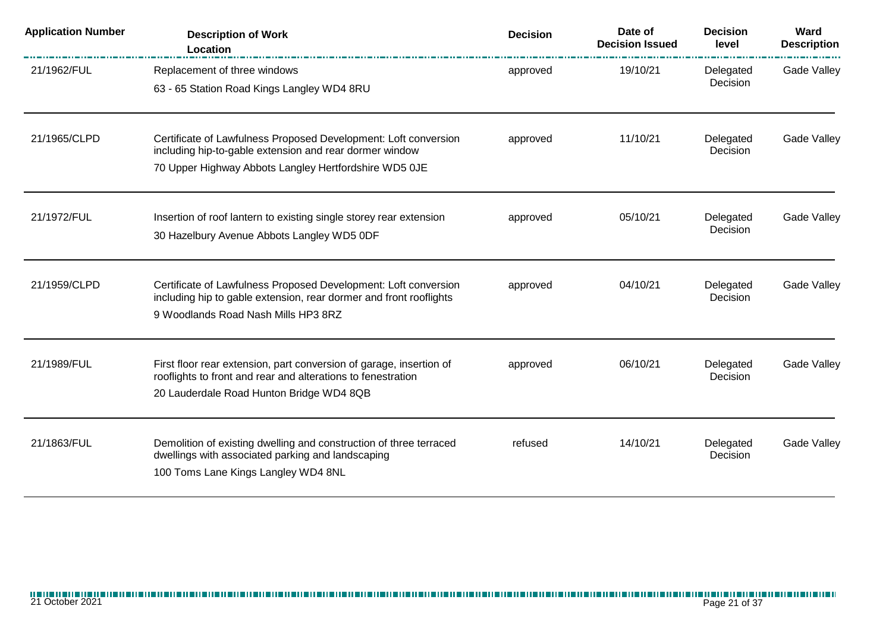| Application Number | Description of Work<br>Location | Decision | Date of Decision Issued | Decision level | Ward Description |
|---|---|---|---|---|---|
| 21/1962/FUL | Replacement of three windows<br>63 - 65 Station Road Kings Langley WD4 8RU | approved | 19/10/21 | Delegated Decision | Gade Valley |
| 21/1965/CLPD | Certificate of Lawfulness Proposed Development: Loft conversion including hip-to-gable extension and rear dormer window<br>70 Upper Highway Abbots Langley Hertfordshire WD5 0JE | approved | 11/10/21 | Delegated Decision | Gade Valley |
| 21/1972/FUL | Insertion of roof lantern to existing single storey rear extension<br>30 Hazelbury Avenue Abbots Langley WD5 0DF | approved | 05/10/21 | Delegated Decision | Gade Valley |
| 21/1959/CLPD | Certificate of Lawfulness Proposed Development: Loft conversion including hip to gable extension, rear dormer and front rooflights<br>9 Woodlands Road Nash Mills HP3 8RZ | approved | 04/10/21 | Delegated Decision | Gade Valley |
| 21/1989/FUL | First floor rear extension, part conversion of garage, insertion of rooflights to front and rear and alterations to fenestration<br>20 Lauderdale Road Hunton Bridge WD4 8QB | approved | 06/10/21 | Delegated Decision | Gade Valley |
| 21/1863/FUL | Demolition of existing dwelling and construction of three terraced dwellings with associated parking and landscaping<br>100 Toms Lane Kings Langley WD4 8NL | refused | 14/10/21 | Delegated Decision | Gade Valley |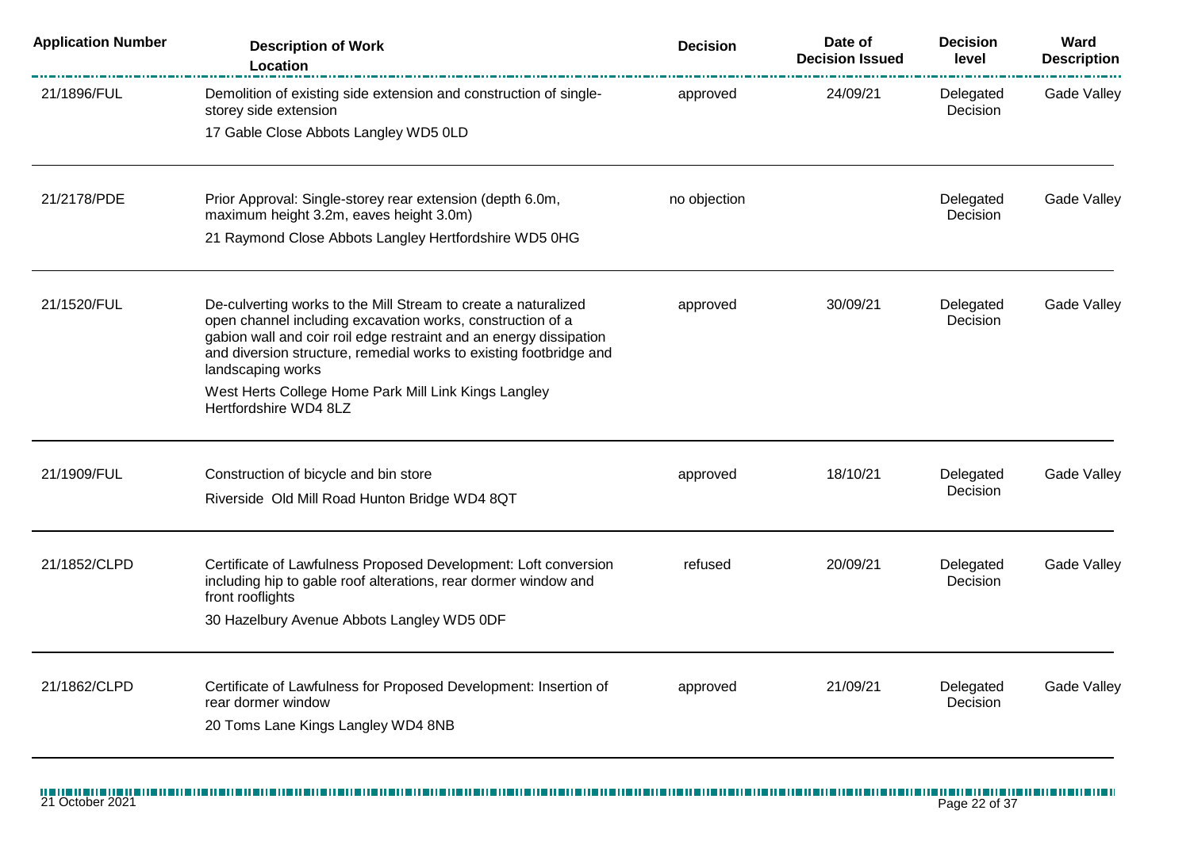| Application Number | Description of Work<br>Location | Decision | Date of Decision Issued | Decision level | Ward Description |
|---|---|---|---|---|---|
| 21/1896/FUL | Demolition of existing side extension and construction of single-storey side extension<br>17 Gable Close Abbots Langley WD5 0LD | approved | 24/09/21 | Delegated Decision | Gade Valley |
| 21/2178/PDE | Prior Approval: Single-storey rear extension (depth 6.0m, maximum height 3.2m, eaves height 3.0m)<br>21 Raymond Close Abbots Langley Hertfordshire WD5 0HG | no objection | | Delegated Decision | Gade Valley |
| 21/1520/FUL | De-culverting works to the Mill Stream to create a naturalized open channel including excavation works, construction of a gabion wall and coir roil edge restraint and an energy dissipation and diversion structure, remedial works to existing footbridge and landscaping works<br>West Herts College Home Park Mill Link Kings Langley Hertfordshire WD4 8LZ | approved | 30/09/21 | Delegated Decision | Gade Valley |
| 21/1909/FUL | Construction of bicycle and bin store<br>Riverside Old Mill Road Hunton Bridge WD4 8QT | approved | 18/10/21 | Delegated Decision | Gade Valley |
| 21/1852/CLPD | Certificate of Lawfulness Proposed Development: Loft conversion including hip to gable roof alterations, rear dormer window and front rooflights<br>30 Hazelbury Avenue Abbots Langley WD5 0DF | refused | 20/09/21 | Delegated Decision | Gade Valley |
| 21/1862/CLPD | Certificate of Lawfulness for Proposed Development: Insertion of rear dormer window<br>20 Toms Lane Kings Langley WD4 8NB | approved | 21/09/21 | Delegated Decision | Gade Valley |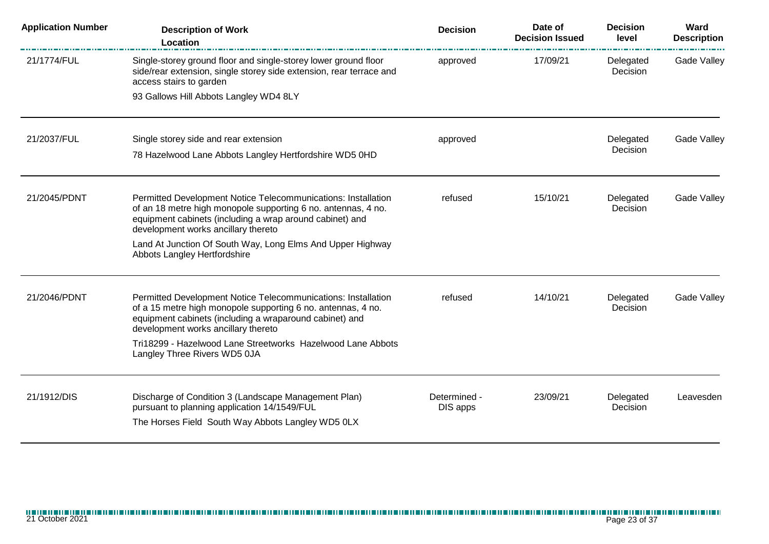| Application Number | Description of Work Location | Decision | Date of Decision Issued | Decision level | Ward Description |
|---|---|---|---|---|---|
| 21/1774/FUL | Single-storey ground floor and single-storey lower ground floor side/rear extension, single storey side extension, rear terrace and access stairs to garden<br>93 Gallows Hill Abbots Langley WD4 8LY | approved | 17/09/21 | Delegated Decision | Gade Valley |
| 21/2037/FUL | Single storey side and rear extension<br>78 Hazelwood Lane Abbots Langley Hertfordshire WD5 0HD | approved | | Delegated Decision | Gade Valley |
| 21/2045/PDNT | Permitted Development Notice Telecommunications: Installation of an 18 metre high monopole supporting 6 no. antennas, 4 no. equipment cabinets (including a wrap around cabinet) and development works ancillary thereto<br>Land At Junction Of South Way, Long Elms And Upper Highway Abbots Langley Hertfordshire | refused | 15/10/21 | Delegated Decision | Gade Valley |
| 21/2046/PDNT | Permitted Development Notice Telecommunications: Installation of a 15 metre high monopole supporting 6 no. antennas, 4 no. equipment cabinets (including a wraparound cabinet) and development works ancillary thereto<br>Tri18299 - Hazelwood Lane Streetworks Hazelwood Lane Abbots Langley Three Rivers WD5 0JA | refused | 14/10/21 | Delegated Decision | Gade Valley |
| 21/1912/DIS | Discharge of Condition 3 (Landscape Management Plan) pursuant to planning application 14/1549/FUL<br>The Horses Field South Way Abbots Langley WD5 0LX | Determined - DIS apps | 23/09/21 | Delegated Decision | Leavesden |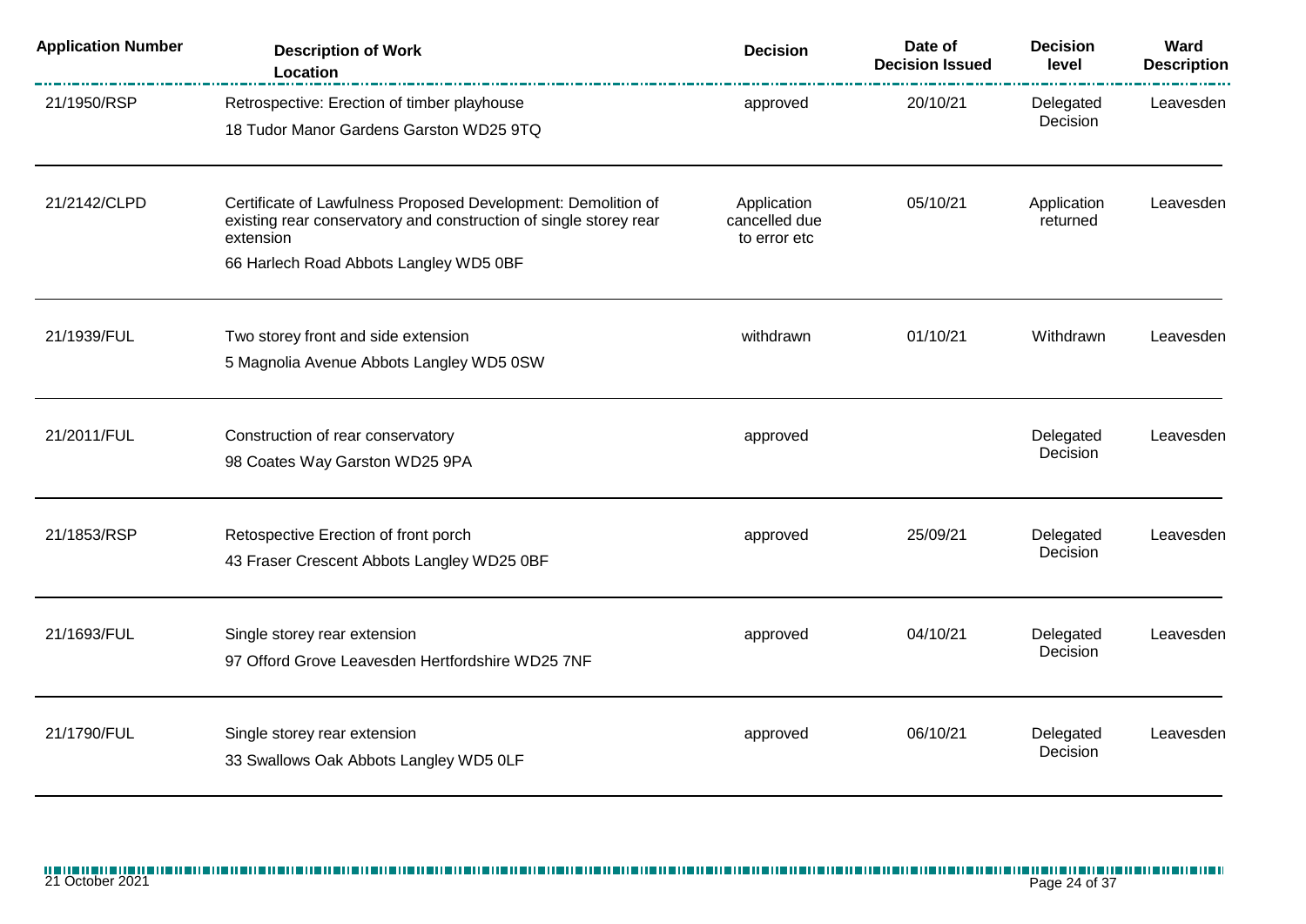| Application Number | Description of Work<br>Location | Decision | Date of Decision Issued | Decision level | Ward Description |
|---|---|---|---|---|---|
| 21/1950/RSP | Retrospective: Erection of timber playhouse<br>18 Tudor Manor Gardens Garston WD25 9TQ | approved | 20/10/21 | Delegated Decision | Leavesden |
| 21/2142/CLPD | Certificate of Lawfulness Proposed Development: Demolition of existing rear conservatory and construction of single storey rear extension<br>66 Harlech Road Abbots Langley WD5 0BF | Application cancelled due to error etc | 05/10/21 | Application returned | Leavesden |
| 21/1939/FUL | Two storey front and side extension<br>5 Magnolia Avenue Abbots Langley WD5 0SW | withdrawn | 01/10/21 | Withdrawn | Leavesden |
| 21/2011/FUL | Construction of rear conservatory<br>98 Coates Way Garston WD25 9PA | approved | | Delegated Decision | Leavesden |
| 21/1853/RSP | Retospective Erection of front porch<br>43 Fraser Crescent Abbots Langley WD25 0BF | approved | 25/09/21 | Delegated Decision | Leavesden |
| 21/1693/FUL | Single storey rear extension<br>97 Offord Grove Leavesden Hertfordshire WD25 7NF | approved | 04/10/21 | Delegated Decision | Leavesden |
| 21/1790/FUL | Single storey rear extension<br>33 Swallows Oak Abbots Langley WD5 0LF | approved | 06/10/21 | Delegated Decision | Leavesden |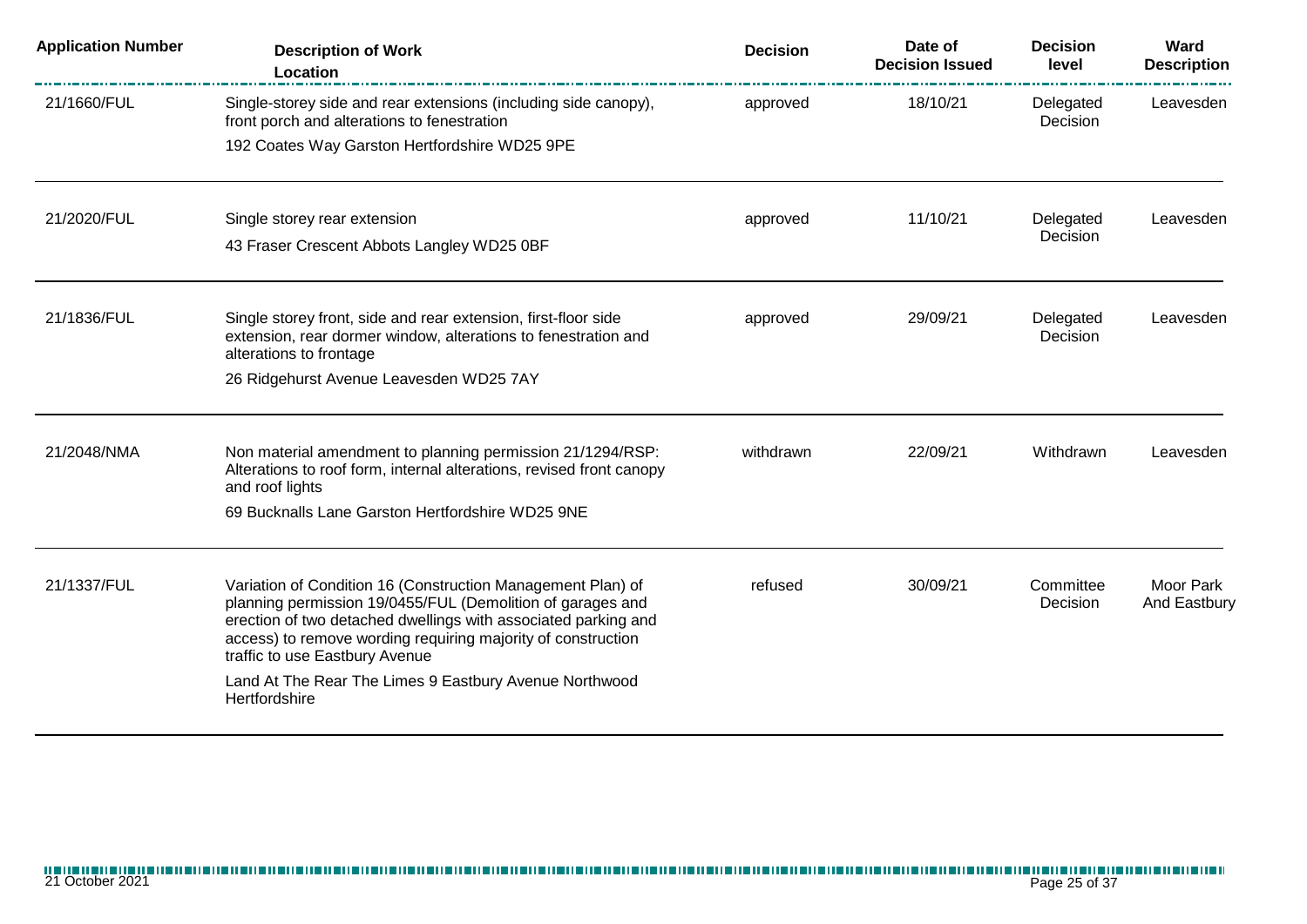| Application Number | Description of Work<br>Location | Decision | Date of Decision Issued | Decision level | Ward Description |
|---|---|---|---|---|---|
| 21/1660/FUL | Single-storey side and rear extensions (including side canopy), front porch and alterations to fenestration<br>192 Coates Way Garston Hertfordshire WD25 9PE | approved | 18/10/21 | Delegated Decision | Leavesden |
| 21/2020/FUL | Single storey rear extension<br>43 Fraser Crescent Abbots Langley WD25 0BF | approved | 11/10/21 | Delegated Decision | Leavesden |
| 21/1836/FUL | Single storey front, side and rear extension, first-floor side extension, rear dormer window, alterations to fenestration and alterations to frontage<br>26 Ridgehurst Avenue Leavesden WD25 7AY | approved | 29/09/21 | Delegated Decision | Leavesden |
| 21/2048/NMA | Non material amendment to planning permission 21/1294/RSP: Alterations to roof form, internal alterations, revised front canopy and roof lights<br>69 Bucknalls Lane Garston Hertfordshire WD25 9NE | withdrawn | 22/09/21 | Withdrawn | Leavesden |
| 21/1337/FUL | Variation of Condition 16 (Construction Management Plan) of planning permission 19/0455/FUL (Demolition of garages and erection of two detached dwellings with associated parking and access) to remove wording requiring majority of construction traffic to use Eastbury Avenue<br>Land At The Rear The Limes 9 Eastbury Avenue Northwood Hertfordshire | refused | 30/09/21 | Committee Decision | Moor Park And Eastbury |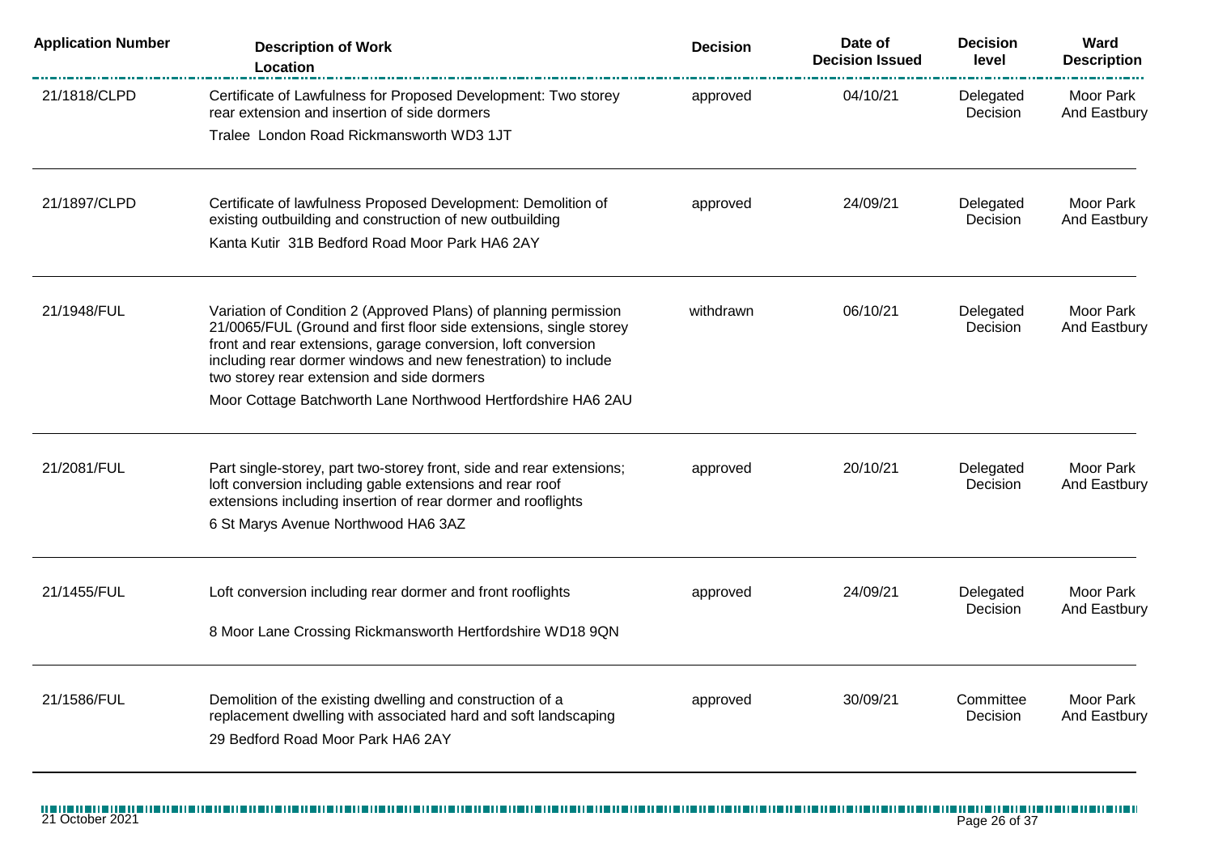| Application Number | Description of Work<br>Location | Decision | Date of Decision Issued | Decision level | Ward Description |
|---|---|---|---|---|---|
| 21/1818/CLPD | Certificate of Lawfulness for Proposed Development: Two storey rear extension and insertion of side dormers<br>Tralee London Road Rickmansworth WD3 1JT | approved | 04/10/21 | Delegated Decision | Moor Park And Eastbury |
| 21/1897/CLPD | Certificate of lawfulness Proposed Development: Demolition of existing outbuilding and construction of new outbuilding<br>Kanta Kutir 31B Bedford Road Moor Park HA6 2AY | approved | 24/09/21 | Delegated Decision | Moor Park And Eastbury |
| 21/1948/FUL | Variation of Condition 2 (Approved Plans) of planning permission 21/0065/FUL (Ground and first floor side extensions, single storey front and rear extensions, garage conversion, loft conversion including rear dormer windows and new fenestration) to include two storey rear extension and side dormers<br>Moor Cottage Batchworth Lane Northwood Hertfordshire HA6 2AU | withdrawn | 06/10/21 | Delegated Decision | Moor Park And Eastbury |
| 21/2081/FUL | Part single-storey, part two-storey front, side and rear extensions; loft conversion including gable extensions and rear roof extensions including insertion of rear dormer and rooflights<br>6 St Marys Avenue Northwood HA6 3AZ | approved | 20/10/21 | Delegated Decision | Moor Park And Eastbury |
| 21/1455/FUL | Loft conversion including rear dormer and front rooflights<br>8 Moor Lane Crossing Rickmansworth Hertfordshire WD18 9QN | approved | 24/09/21 | Delegated Decision | Moor Park And Eastbury |
| 21/1586/FUL | Demolition of the existing dwelling and construction of a replacement dwelling with associated hard and soft landscaping<br>29 Bedford Road Moor Park HA6 2AY | approved | 30/09/21 | Committee Decision | Moor Park And Eastbury |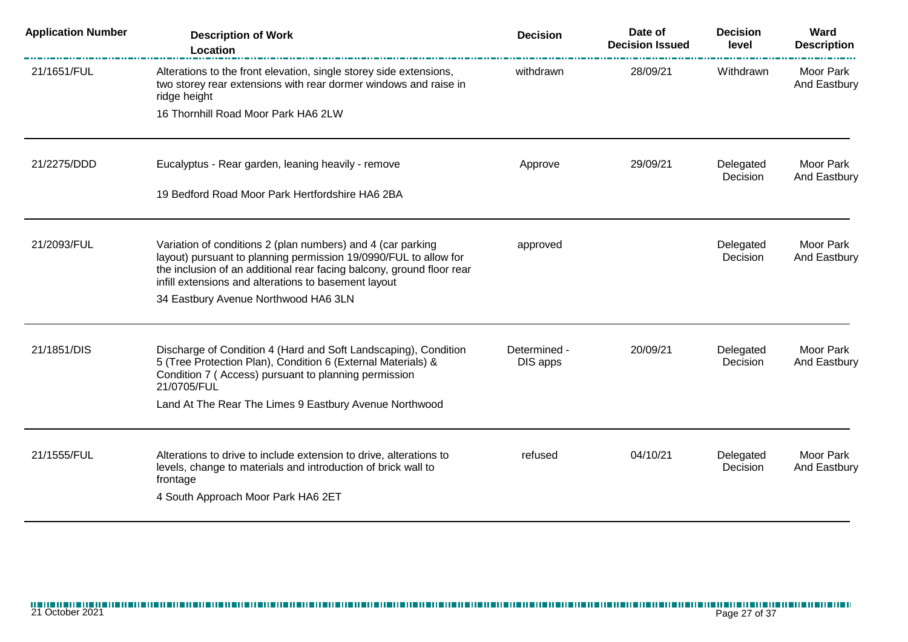| Application Number | Description of Work<br>Location | Decision | Date of Decision Issued | Decision level | Ward Description |
|---|---|---|---|---|---|
| 21/1651/FUL | Alterations to the front elevation, single storey side extensions, two storey rear extensions with rear dormer windows and raise in ridge height<br>16 Thornhill Road Moor Park HA6 2LW | withdrawn | 28/09/21 | Withdrawn | Moor Park And Eastbury |
| 21/2275/DDD | Eucalyptus - Rear garden, leaning heavily - remove<br>19 Bedford Road Moor Park Hertfordshire HA6 2BA | Approve | 29/09/21 | Delegated Decision | Moor Park And Eastbury |
| 21/2093/FUL | Variation of conditions 2 (plan numbers) and 4 (car parking layout) pursuant to planning permission 19/0990/FUL to allow for the inclusion of an additional rear facing balcony, ground floor rear infill extensions and alterations to basement layout<br>34 Eastbury Avenue Northwood HA6 3LN | approved | | Delegated Decision | Moor Park And Eastbury |
| 21/1851/DIS | Discharge of Condition 4 (Hard and Soft Landscaping), Condition 5 (Tree Protection Plan), Condition 6 (External Materials) & Condition 7 ( Access) pursuant to planning permission 21/0705/FUL<br>Land At The Rear The Limes 9 Eastbury Avenue Northwood | Determined - DIS apps | 20/09/21 | Delegated Decision | Moor Park And Eastbury |
| 21/1555/FUL | Alterations to drive to include extension to drive, alterations to levels, change to materials and introduction of brick wall to frontage<br>4 South Approach Moor Park HA6 2ET | refused | 04/10/21 | Delegated Decision | Moor Park And Eastbury |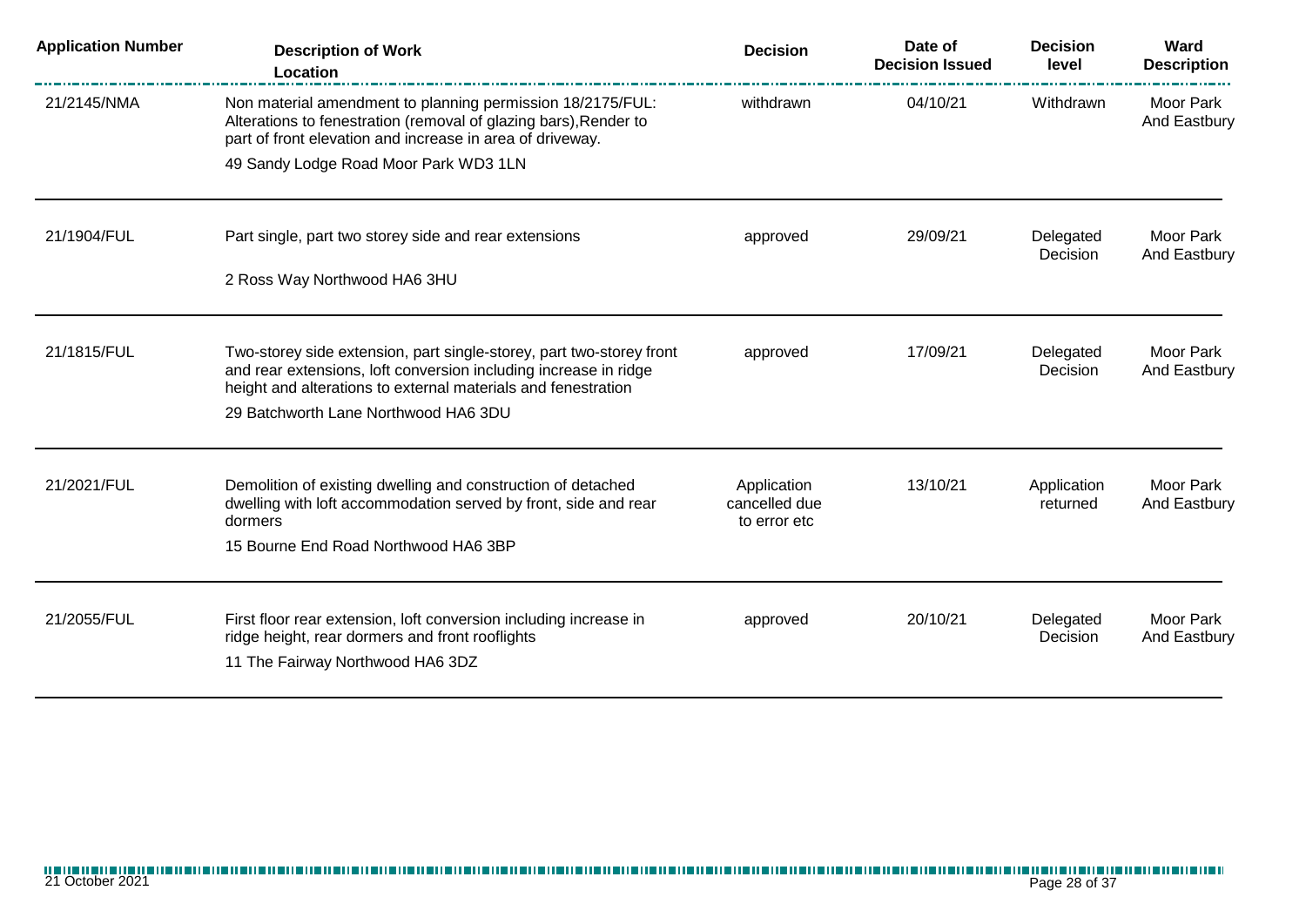| Application Number | Description of Work<br>Location | Decision | Date of Decision Issued | Decision level | Ward Description |
|---|---|---|---|---|---|
| 21/2145/NMA | Non material amendment to planning permission 18/2175/FUL: Alterations to fenestration (removal of glazing bars),Render to part of front elevation and increase in area of driveway.<br>49 Sandy Lodge Road Moor Park WD3 1LN | withdrawn | 04/10/21 | Withdrawn | Moor Park And Eastbury |
| 21/1904/FUL | Part single, part two storey side and rear extensions<br>2 Ross Way Northwood HA6 3HU | approved | 29/09/21 | Delegated Decision | Moor Park And Eastbury |
| 21/1815/FUL | Two-storey side extension, part single-storey, part two-storey front and rear extensions, loft conversion including increase in ridge height and alterations to external materials and fenestration<br>29 Batchworth Lane Northwood HA6 3DU | approved | 17/09/21 | Delegated Decision | Moor Park And Eastbury |
| 21/2021/FUL | Demolition of existing dwelling and construction of detached dwelling with loft accommodation served by front, side and rear dormers<br>15 Bourne End Road Northwood HA6 3BP | Application cancelled due to error etc | 13/10/21 | Application returned | Moor Park And Eastbury |
| 21/2055/FUL | First floor rear extension, loft conversion including increase in ridge height, rear dormers and front rooflights<br>11 The Fairway Northwood HA6 3DZ | approved | 20/10/21 | Delegated Decision | Moor Park And Eastbury |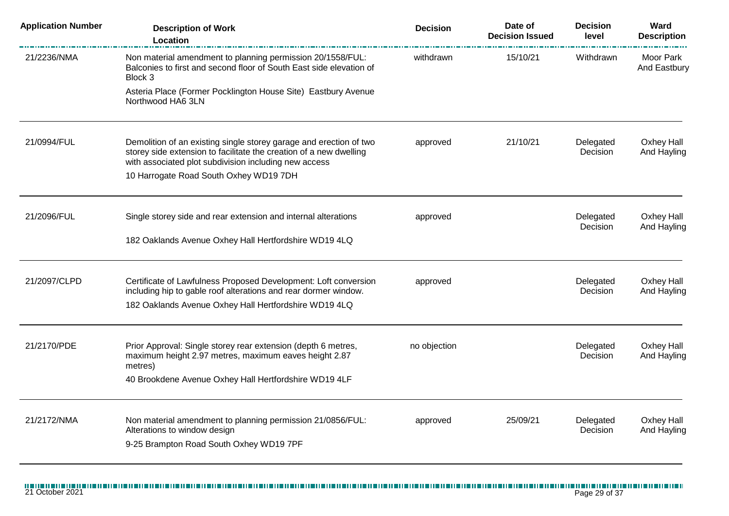| Application Number | Description of Work<br>Location | Decision | Date of Decision Issued | Decision level | Ward Description |
|---|---|---|---|---|---|
| 21/2236/NMA | Non material amendment to planning permission 20/1558/FUL: Balconies to first and second floor of South East side elevation of Block 3<br>Asteria Place (Former Pocklington House Site) Eastbury Avenue Northwood HA6 3LN | withdrawn | 15/10/21 | Withdrawn | Moor Park And Eastbury |
| 21/0994/FUL | Demolition of an existing single storey garage and erection of two storey side extension to facilitate the creation of a new dwelling with associated plot subdivision including new access<br>10 Harrogate Road South Oxhey WD19 7DH | approved | 21/10/21 | Delegated Decision | Oxhey Hall And Hayling |
| 21/2096/FUL | Single storey side and rear extension and internal alterations<br>182 Oaklands Avenue Oxhey Hall Hertfordshire WD19 4LQ | approved | | Delegated Decision | Oxhey Hall And Hayling |
| 21/2097/CLPD | Certificate of Lawfulness Proposed Development: Loft conversion including hip to gable roof alterations and rear dormer window.<br>182 Oaklands Avenue Oxhey Hall Hertfordshire WD19 4LQ | approved | | Delegated Decision | Oxhey Hall And Hayling |
| 21/2170/PDE | Prior Approval: Single storey rear extension (depth 6 metres, maximum height 2.97 metres, maximum eaves height 2.87 metres)<br>40 Brookdene Avenue Oxhey Hall Hertfordshire WD19 4LF | no objection | | Delegated Decision | Oxhey Hall And Hayling |
| 21/2172/NMA | Non material amendment to planning permission 21/0856/FUL: Alterations to window design<br>9-25 Brampton Road South Oxhey WD19 7PF | approved | 25/09/21 | Delegated Decision | Oxhey Hall And Hayling |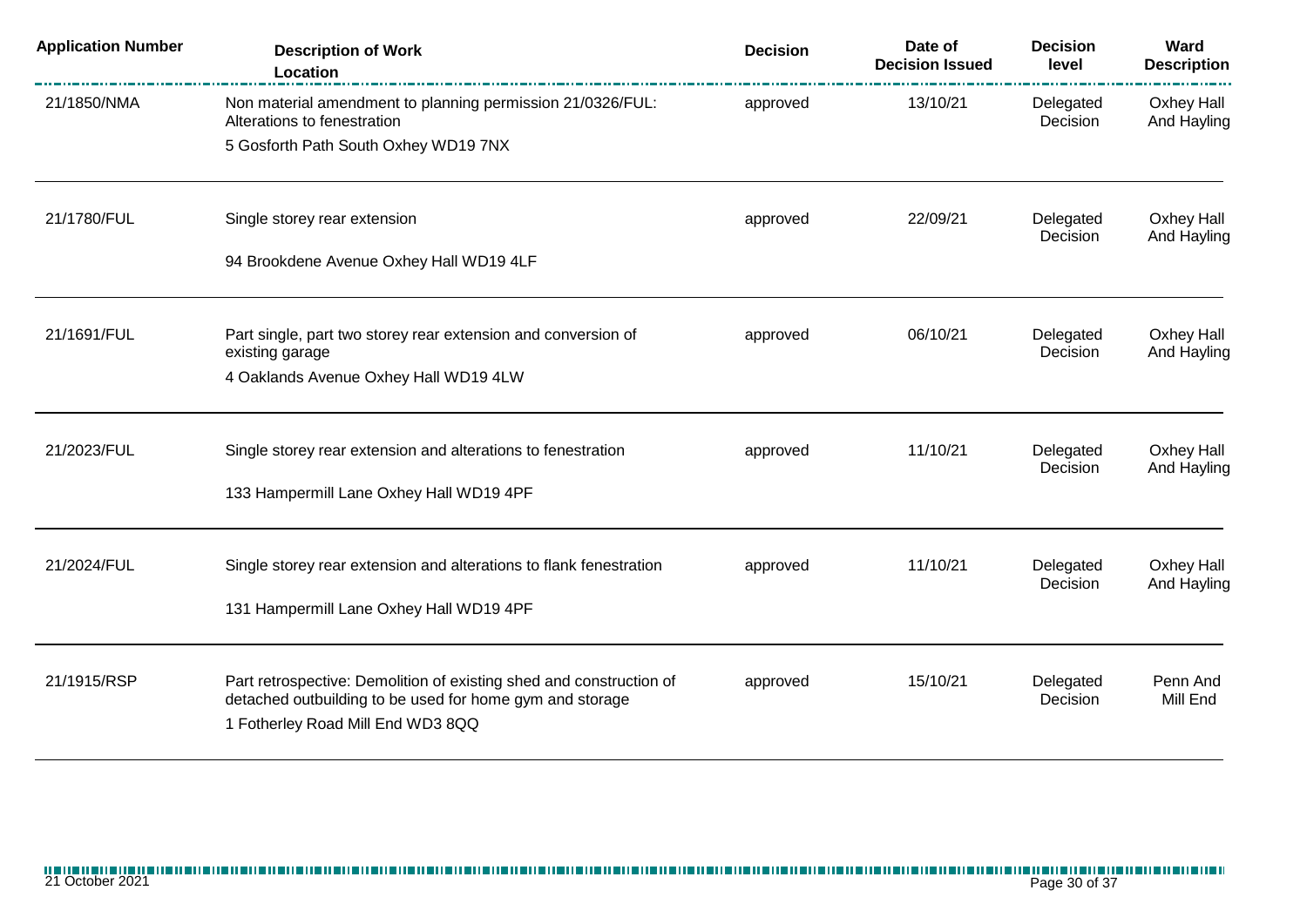| Application Number | Description of Work Location | Decision | Date of Decision Issued | Decision level | Ward Description |
|---|---|---|---|---|---|
| 21/1850/NMA | Non material amendment to planning permission 21/0326/FUL: Alterations to fenestration<br>5 Gosforth Path South Oxhey WD19 7NX | approved | 13/10/21 | Delegated Decision | Oxhey Hall And Hayling |
| 21/1780/FUL | Single storey rear extension<br>94 Brookdene Avenue Oxhey Hall WD19 4LF | approved | 22/09/21 | Delegated Decision | Oxhey Hall And Hayling |
| 21/1691/FUL | Part single, part two storey rear extension and conversion of existing garage<br>4 Oaklands Avenue Oxhey Hall WD19 4LW | approved | 06/10/21 | Delegated Decision | Oxhey Hall And Hayling |
| 21/2023/FUL | Single storey rear extension and alterations to fenestration<br>133 Hampermill Lane Oxhey Hall WD19 4PF | approved | 11/10/21 | Delegated Decision | Oxhey Hall And Hayling |
| 21/2024/FUL | Single storey rear extension and alterations to flank fenestration<br>131 Hampermill Lane Oxhey Hall WD19 4PF | approved | 11/10/21 | Delegated Decision | Oxhey Hall And Hayling |
| 21/1915/RSP | Part retrospective: Demolition of existing shed and construction of detached outbuilding to be used for home gym and storage<br>1 Fotherley Road Mill End WD3 8QQ | approved | 15/10/21 | Delegated Decision | Penn And Mill End |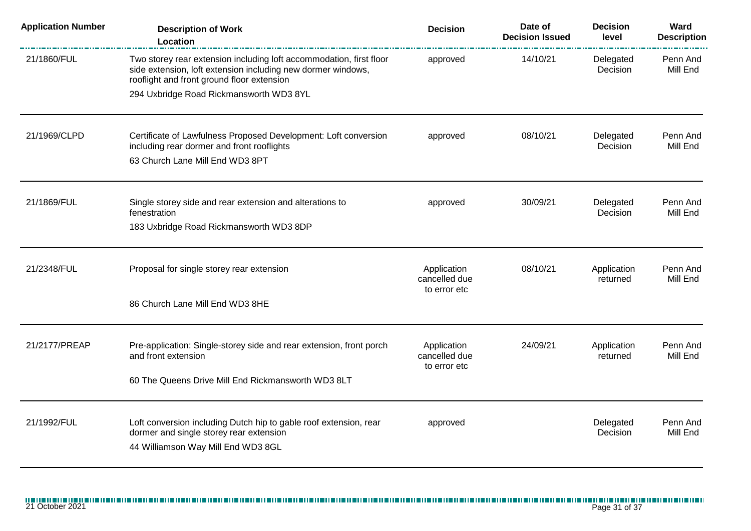| Application Number | Description of Work<br>Location | Decision | Date of Decision Issued | Decision level | Ward Description |
|---|---|---|---|---|---|
| 21/1860/FUL | Two storey rear extension including loft accommodation, first floor side extension, loft extension including new dormer windows, rooflight and front ground floor extension<br>294 Uxbridge Road Rickmansworth WD3 8YL | approved | 14/10/21 | Delegated Decision | Penn And Mill End |
| 21/1969/CLPD | Certificate of Lawfulness Proposed Development: Loft conversion including rear dormer and front rooflights<br>63 Church Lane Mill End WD3 8PT | approved | 08/10/21 | Delegated Decision | Penn And Mill End |
| 21/1869/FUL | Single storey side and rear extension and alterations to fenestration<br>183 Uxbridge Road Rickmansworth WD3 8DP | approved | 30/09/21 | Delegated Decision | Penn And Mill End |
| 21/2348/FUL | Proposal for single storey rear extension<br>86 Church Lane Mill End WD3 8HE | Application cancelled due to error etc | 08/10/21 | Application returned | Penn And Mill End |
| 21/2177/PREAP | Pre-application: Single-storey side and rear extension, front porch and front extension<br>60 The Queens Drive Mill End Rickmansworth WD3 8LT | Application cancelled due to error etc | 24/09/21 | Application returned | Penn And Mill End |
| 21/1992/FUL | Loft conversion including Dutch hip to gable roof extension, rear dormer and single storey rear extension<br>44 Williamson Way Mill End WD3 8GL | approved | | Delegated Decision | Penn And Mill End |

21 October 2021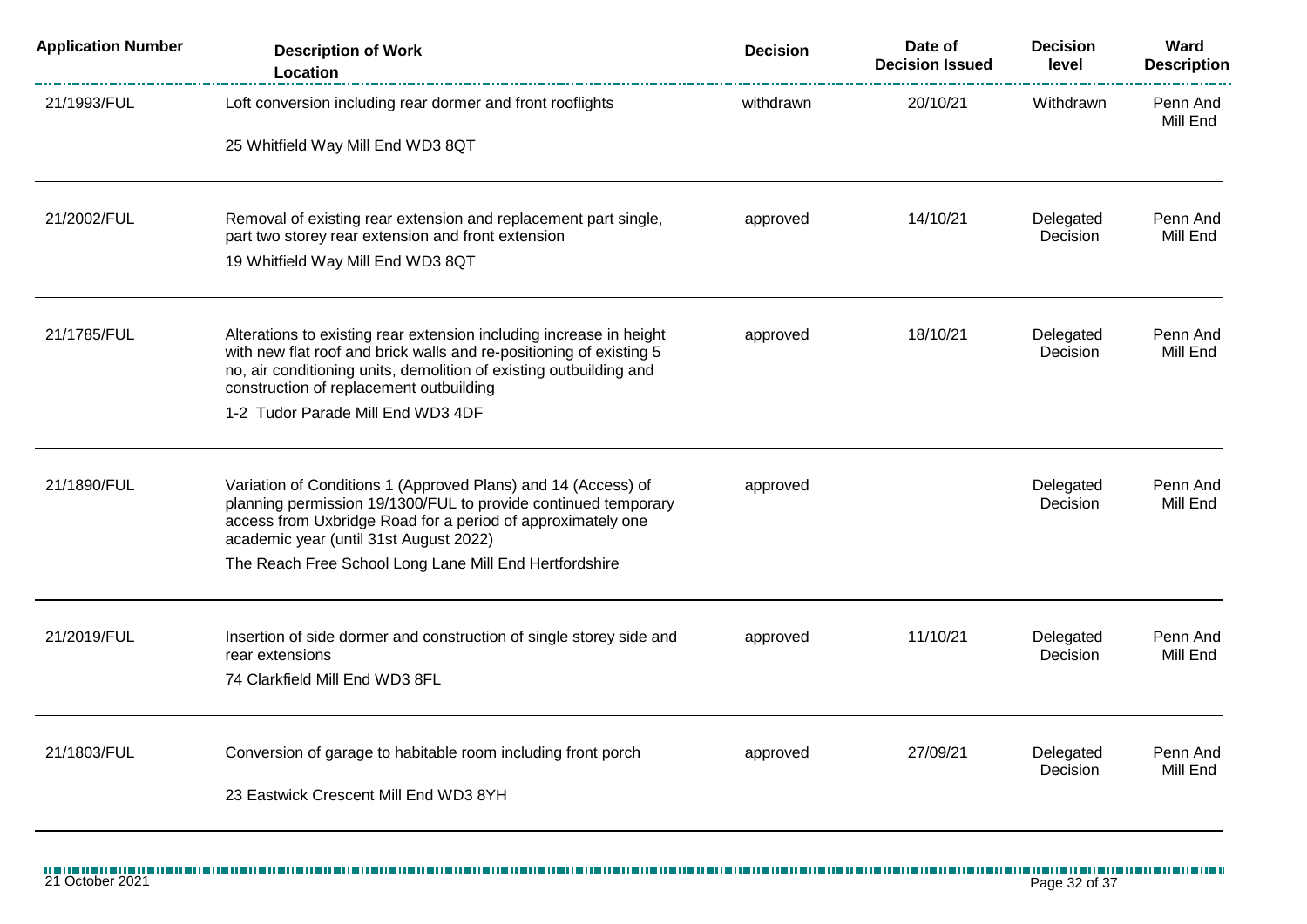| Application Number | Description of Work Location | Decision | Date of Decision Issued | Decision level | Ward Description |
|---|---|---|---|---|---|
| 21/1993/FUL | Loft conversion including rear dormer and front rooflights<br><br>25 Whitfield Way Mill End WD3 8QT | withdrawn | 20/10/21 | Withdrawn | Penn And Mill End |
| 21/2002/FUL | Removal of existing rear extension and replacement part single, part two storey rear extension and front extension<br><br>19 Whitfield Way Mill End WD3 8QT | approved | 14/10/21 | Delegated Decision | Penn And Mill End |
| 21/1785/FUL | Alterations to existing rear extension including increase in height with new flat roof and brick walls and re-positioning of existing 5 no, air conditioning units, demolition of existing outbuilding and construction of replacement outbuilding<br><br>1-2 Tudor Parade Mill End WD3 4DF | approved | 18/10/21 | Delegated Decision | Penn And Mill End |
| 21/1890/FUL | Variation of Conditions 1 (Approved Plans) and 14 (Access) of planning permission 19/1300/FUL to provide continued temporary access from Uxbridge Road for a period of approximately one academic year (until 31st August 2022)<br><br>The Reach Free School Long Lane Mill End Hertfordshire | approved | | Delegated Decision | Penn And Mill End |
| 21/2019/FUL | Insertion of side dormer and construction of single storey side and rear extensions<br><br>74 Clarkfield Mill End WD3 8FL | approved | 11/10/21 | Delegated Decision | Penn And Mill End |
| 21/1803/FUL | Conversion of garage to habitable room including front porch<br><br>23 Eastwick Crescent Mill End WD3 8YH | approved | 27/09/21 | Delegated Decision | Penn And Mill End |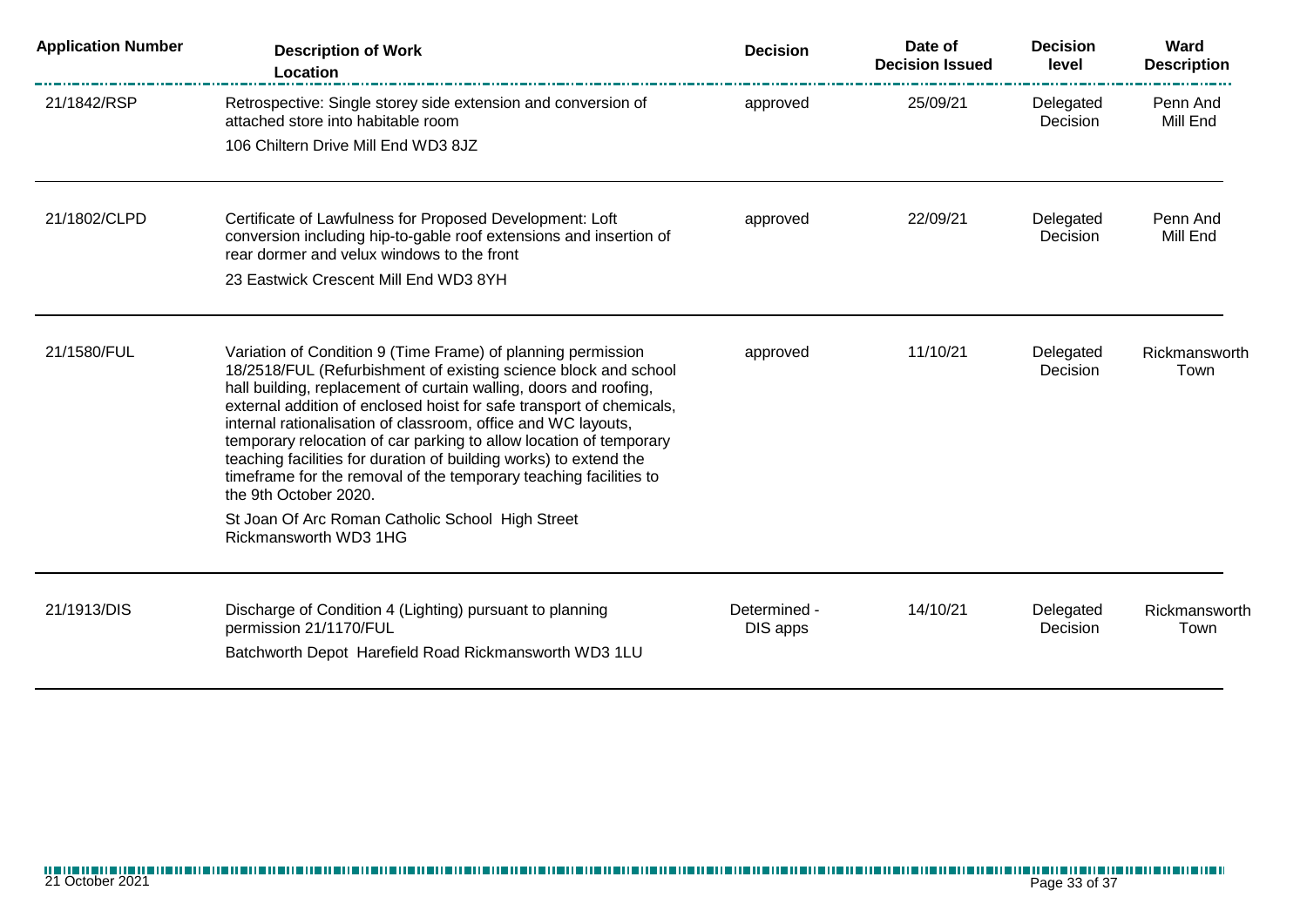| Application Number | Description of Work<br>Location | Decision | Date of Decision Issued | Decision level | Ward Description |
|---|---|---|---|---|---|
| 21/1842/RSP | Retrospective: Single storey side extension and conversion of attached store into habitable room<br>106 Chiltern Drive Mill End WD3 8JZ | approved | 25/09/21 | Delegated Decision | Penn And Mill End |
| 21/1802/CLPD | Certificate of Lawfulness for Proposed Development: Loft conversion including hip-to-gable roof extensions and insertion of rear dormer and velux windows to the front<br>23 Eastwick Crescent Mill End WD3 8YH | approved | 22/09/21 | Delegated Decision | Penn And Mill End |
| 21/1580/FUL | Variation of Condition 9 (Time Frame) of planning permission 18/2518/FUL (Refurbishment of existing science block and school hall building, replacement of curtain walling, doors and roofing, external addition of enclosed hoist for safe transport of chemicals, internal rationalisation of classroom, office and WC layouts, temporary relocation of car parking to allow location of temporary teaching facilities for duration of building works) to extend the timeframe for the removal of the temporary teaching facilities to the 9th October 2020.<br>St Joan Of Arc Roman Catholic School High Street Rickmansworth WD3 1HG | approved | 11/10/21 | Delegated Decision | Rickmansworth Town |
| 21/1913/DIS | Discharge of Condition 4 (Lighting) pursuant to planning permission 21/1170/FUL<br>Batchworth Depot Harefield Road Rickmansworth WD3 1LU | Determined - DIS apps | 14/10/21 | Delegated Decision | Rickmansworth Town |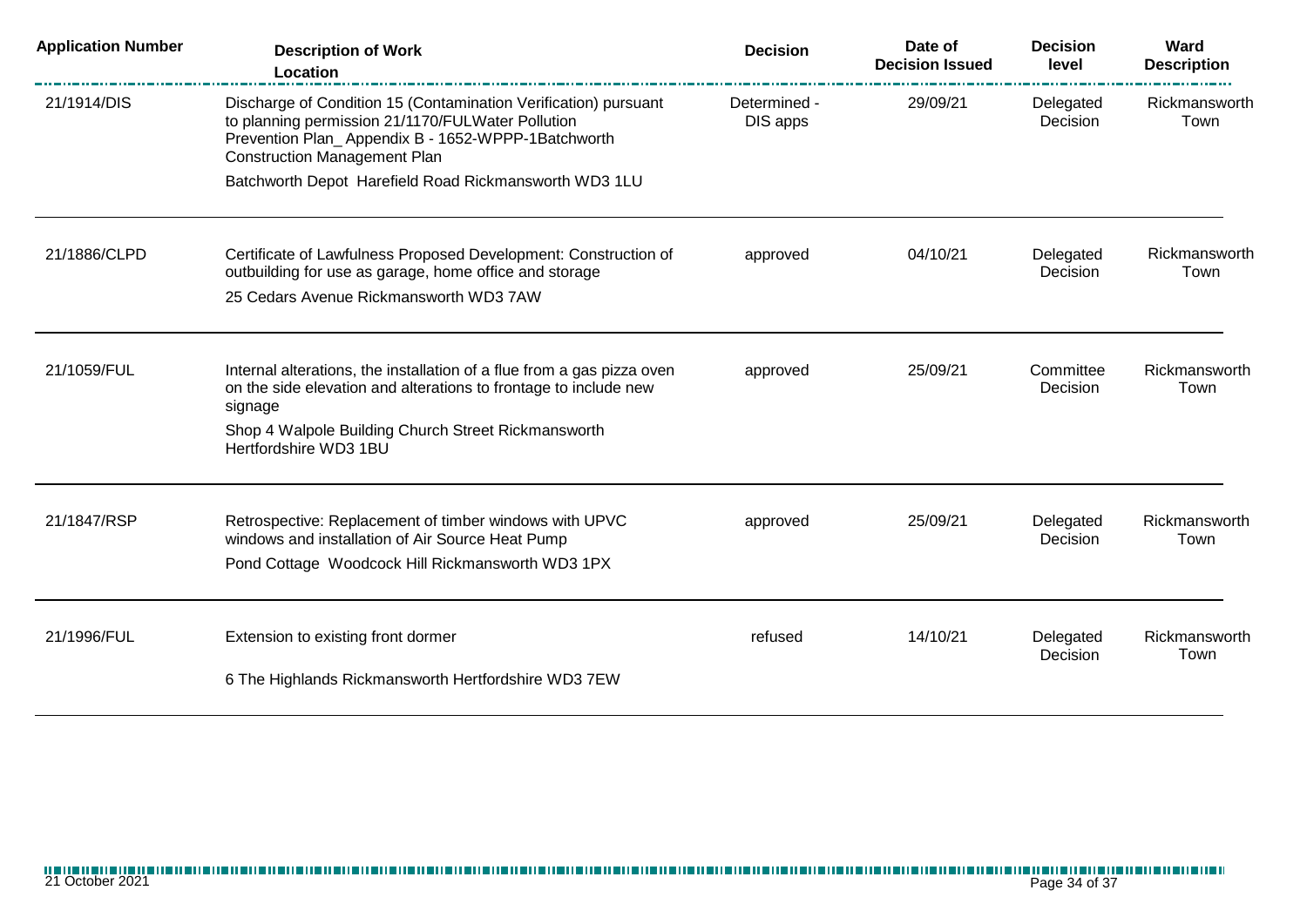| Application Number | Description of Work<br>Location | Decision | Date of Decision Issued | Decision level | Ward Description |
|---|---|---|---|---|---|
| 21/1914/DIS | Discharge of Condition 15 (Contamination Verification) pursuant to planning permission 21/1170/FULWater Pollution Prevention Plan_ Appendix B - 1652-WPPP-1Batchworth Construction Management Plan<br>Batchworth Depot Harefield Road Rickmansworth WD3 1LU | Determined - DIS apps | 29/09/21 | Delegated Decision | Rickmansworth Town |
| 21/1886/CLPD | Certificate of Lawfulness Proposed Development: Construction of outbuilding for use as garage, home office and storage<br>25 Cedars Avenue Rickmansworth WD3 7AW | approved | 04/10/21 | Delegated Decision | Rickmansworth Town |
| 21/1059/FUL | Internal alterations, the installation of a flue from a gas pizza oven on the side elevation and alterations to frontage to include new signage<br>Shop 4 Walpole Building Church Street Rickmansworth Hertfordshire WD3 1BU | approved | 25/09/21 | Committee Decision | Rickmansworth Town |
| 21/1847/RSP | Retrospective: Replacement of timber windows with UPVC windows and installation of Air Source Heat Pump<br>Pond Cottage Woodcock Hill Rickmansworth WD3 1PX | approved | 25/09/21 | Delegated Decision | Rickmansworth Town |
| 21/1996/FUL | Extension to existing front dormer<br>6 The Highlands Rickmansworth Hertfordshire WD3 7EW | refused | 14/10/21 | Delegated Decision | Rickmansworth Town |

21 October 2021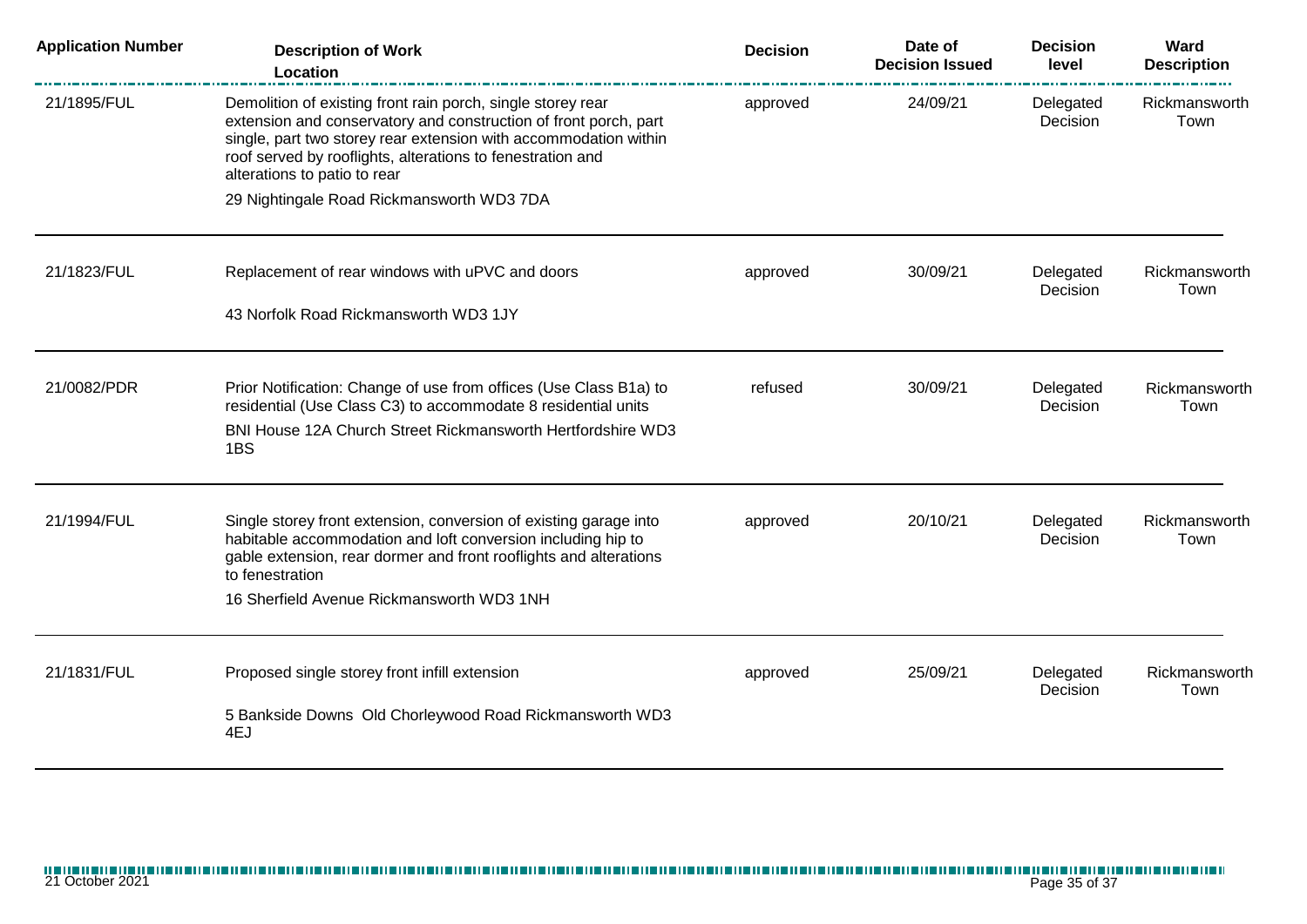| Application Number | Description of Work<br>Location | Decision | Date of Decision Issued | Decision level | Ward Description |
|---|---|---|---|---|---|
| 21/1895/FUL | Demolition of existing front rain porch, single storey rear extension and conservatory and construction of front porch, part single, part two storey rear extension with accommodation within roof served by rooflights, alterations to fenestration and alterations to patio to rear<br>29 Nightingale Road Rickmansworth WD3 7DA | approved | 24/09/21 | Delegated Decision | Rickmansworth Town |
| 21/1823/FUL | Replacement of rear windows with uPVC and doors<br>43 Norfolk Road Rickmansworth WD3 1JY | approved | 30/09/21 | Delegated Decision | Rickmansworth Town |
| 21/0082/PDR | Prior Notification: Change of use from offices (Use Class B1a) to residential (Use Class C3) to accommodate 8 residential units<br>BNI House 12A Church Street Rickmansworth Hertfordshire WD3 1BS | refused | 30/09/21 | Delegated Decision | Rickmansworth Town |
| 21/1994/FUL | Single storey front extension, conversion of existing garage into habitable accommodation and loft conversion including hip to gable extension, rear dormer and front rooflights and alterations to fenestration<br>16 Sherfield Avenue Rickmansworth WD3 1NH | approved | 20/10/21 | Delegated Decision | Rickmansworth Town |
| 21/1831/FUL | Proposed single storey front infill extension<br>5 Bankside Downs Old Chorleywood Road Rickmansworth WD3 4EJ | approved | 25/09/21 | Delegated Decision | Rickmansworth Town |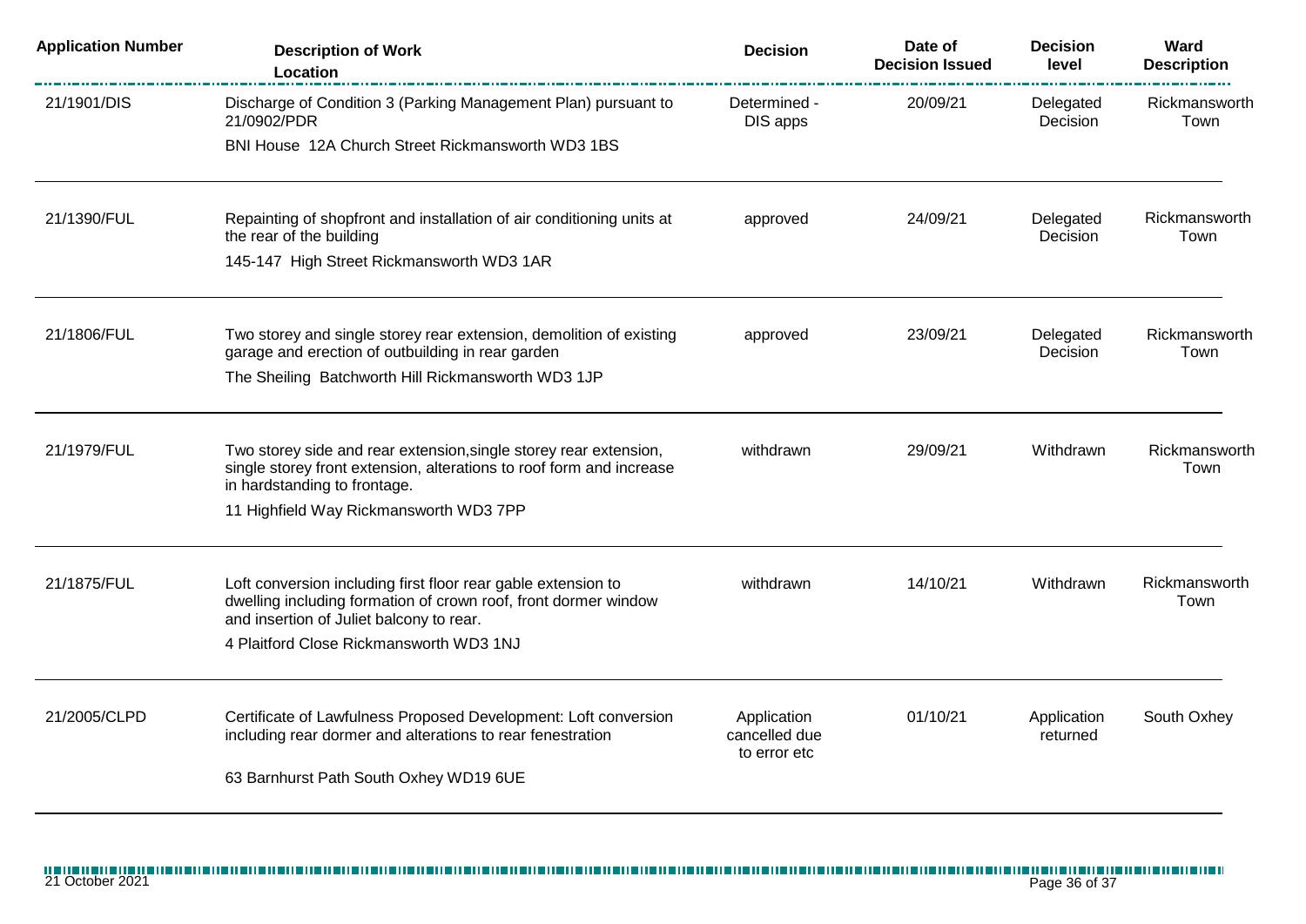| Application Number | Description of Work<br>Location | Decision | Date of Decision Issued | Decision level | Ward Description |
|---|---|---|---|---|---|
| 21/1901/DIS | Discharge of Condition 3 (Parking Management Plan) pursuant to 21/0902/PDR<br>BNI House 12A Church Street Rickmansworth WD3 1BS | Determined - DIS apps | 20/09/21 | Delegated Decision | Rickmansworth Town |
| 21/1390/FUL | Repainting of shopfront and installation of air conditioning units at the rear of the building<br>145-147 High Street Rickmansworth WD3 1AR | approved | 24/09/21 | Delegated Decision | Rickmansworth Town |
| 21/1806/FUL | Two storey and single storey rear extension, demolition of existing garage and erection of outbuilding in rear garden<br>The Sheiling Batchworth Hill Rickmansworth WD3 1JP | approved | 23/09/21 | Delegated Decision | Rickmansworth Town |
| 21/1979/FUL | Two storey side and rear extension,single storey rear extension, single storey front extension, alterations to roof form and increase in hardstanding to frontage.<br>11 Highfield Way Rickmansworth WD3 7PP | withdrawn | 29/09/21 | Withdrawn | Rickmansworth Town |
| 21/1875/FUL | Loft conversion including first floor rear gable extension to dwelling including formation of crown roof, front dormer window and insertion of Juliet balcony to rear.<br>4 Plaitford Close Rickmansworth WD3 1NJ | withdrawn | 14/10/21 | Withdrawn | Rickmansworth Town |
| 21/2005/CLPD | Certificate of Lawfulness Proposed Development: Loft conversion including rear dormer and alterations to rear fenestration<br>63 Barnhurst Path South Oxhey WD19 6UE | Application cancelled due to error etc | 01/10/21 | Application returned | South Oxhey |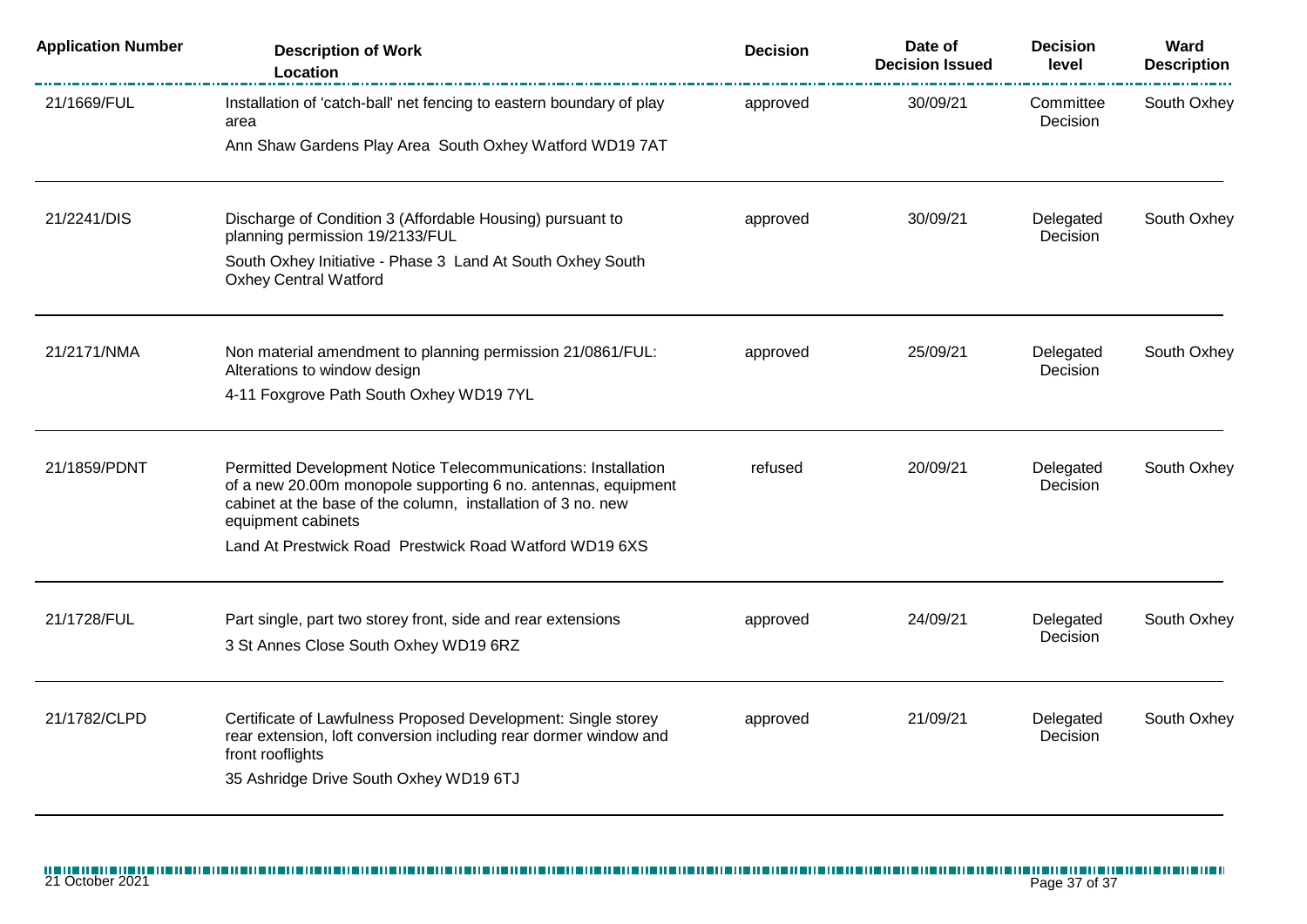| Application Number | Description of Work<br>Location | Decision | Date of Decision Issued | Decision level | Ward Description |
|---|---|---|---|---|---|
| 21/1669/FUL | Installation of 'catch-ball' net fencing to eastern boundary of play area<br>Ann Shaw Gardens Play Area South Oxhey Watford WD19 7AT | approved | 30/09/21 | Committee Decision | South Oxhey |
| 21/2241/DIS | Discharge of Condition 3 (Affordable Housing) pursuant to planning permission 19/2133/FUL<br>South Oxhey Initiative - Phase 3 Land At South Oxhey South Oxhey Central Watford | approved | 30/09/21 | Delegated Decision | South Oxhey |
| 21/2171/NMA | Non material amendment to planning permission 21/0861/FUL: Alterations to window design<br>4-11 Foxgrove Path South Oxhey WD19 7YL | approved | 25/09/21 | Delegated Decision | South Oxhey |
| 21/1859/PDNT | Permitted Development Notice Telecommunications: Installation of a new 20.00m monopole supporting 6 no. antennas, equipment cabinet at the base of the column, installation of 3 no. new equipment cabinets<br>Land At Prestwick Road Prestwick Road Watford WD19 6XS | refused | 20/09/21 | Delegated Decision | South Oxhey |
| 21/1728/FUL | Part single, part two storey front, side and rear extensions<br>3 St Annes Close South Oxhey WD19 6RZ | approved | 24/09/21 | Delegated Decision | South Oxhey |
| 21/1782/CLPD | Certificate of Lawfulness Proposed Development: Single storey rear extension, loft conversion including rear dormer window and front rooflights<br>35 Ashridge Drive South Oxhey WD19 6TJ | approved | 21/09/21 | Delegated Decision | South Oxhey |